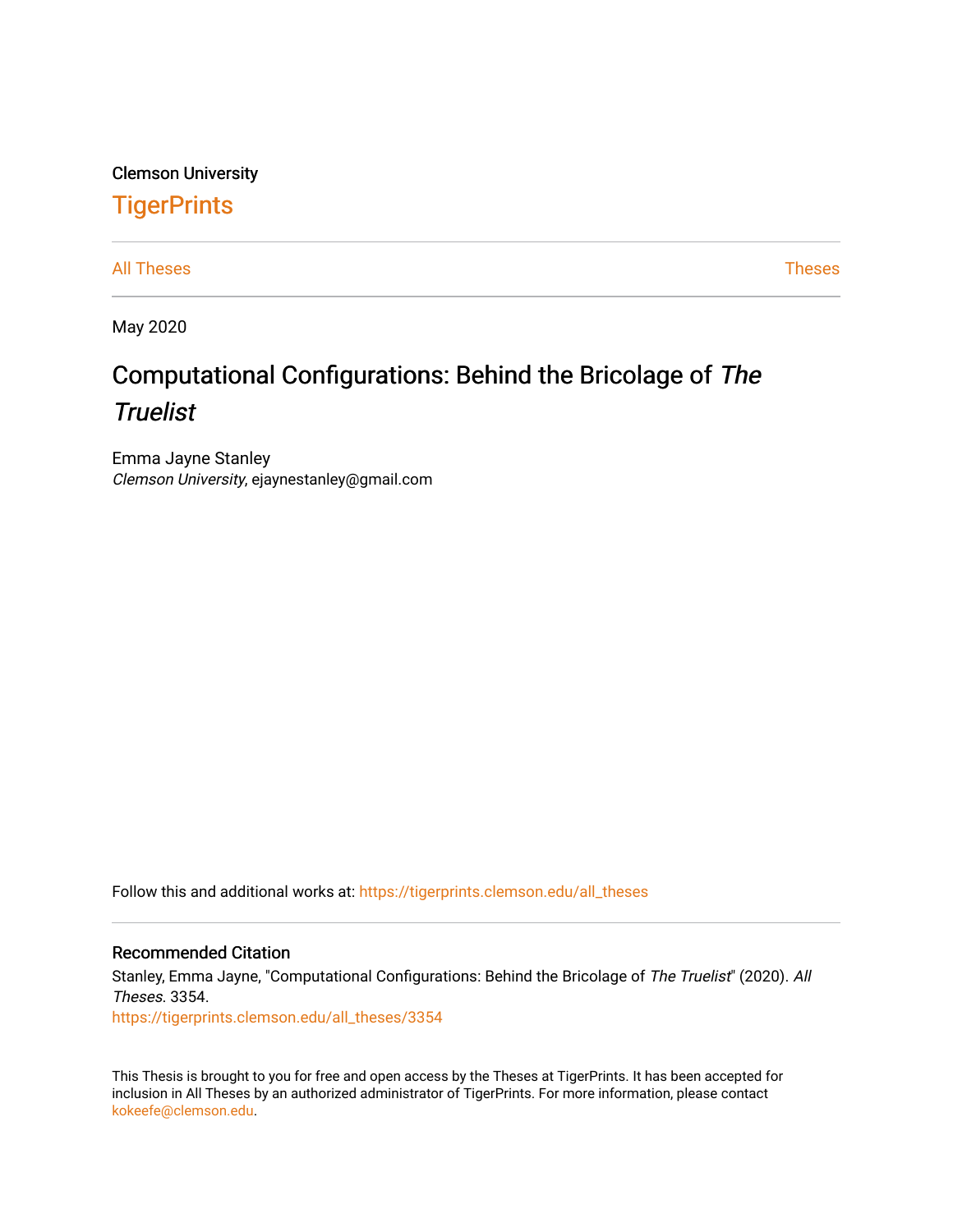Clemson University

# TigerPrints

All Theses | Theses

May 2020

# Computational Configurations: Behind the Bricolage of *The Truelist*

Emma Jayne Stanley
*Clemson University*, ejaynestanley@gmail.com

Follow this and additional works at: https://tigerprints.clemson.edu/all_theses

## Recommended Citation

Stanley, Emma Jayne, "Computational Configurations: Behind the Bricolage of *The Truelist*" (2020). *All Theses*. 3354.
https://tigerprints.clemson.edu/all_theses/3354

This Thesis is brought to you for free and open access by the Theses at TigerPrints. It has been accepted for inclusion in All Theses by an authorized administrator of TigerPrints. For more information, please contact kokeefe@clemson.edu.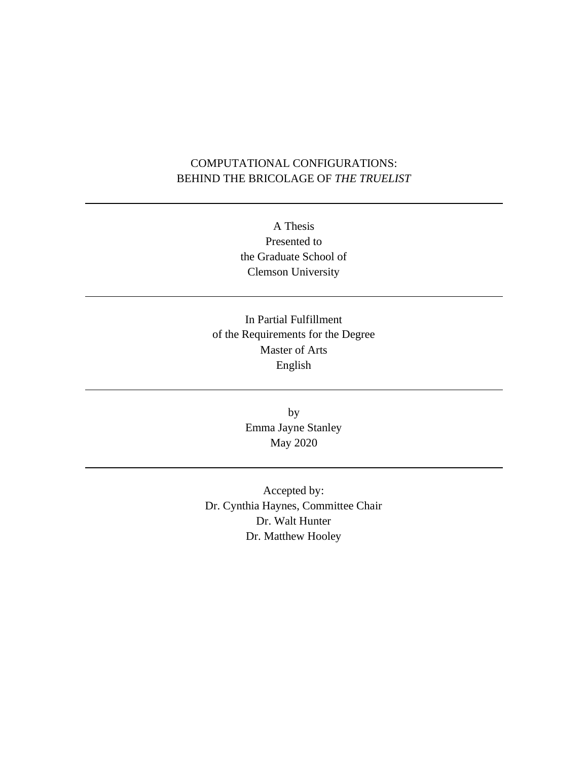# COMPUTATIONAL CONFIGURATIONS: BEHIND THE BRICOLAGE OF *THE TRUELIST*

---

A Thesis
Presented to
the Graduate School of
Clemson University

---

In Partial Fulfillment
of the Requirements for the Degree
Master of Arts
English

---

by
Emma Jayne Stanley
May 2020

---

Accepted by:
Dr. Cynthia Haynes, Committee Chair
Dr. Walt Hunter
Dr. Matthew Hooley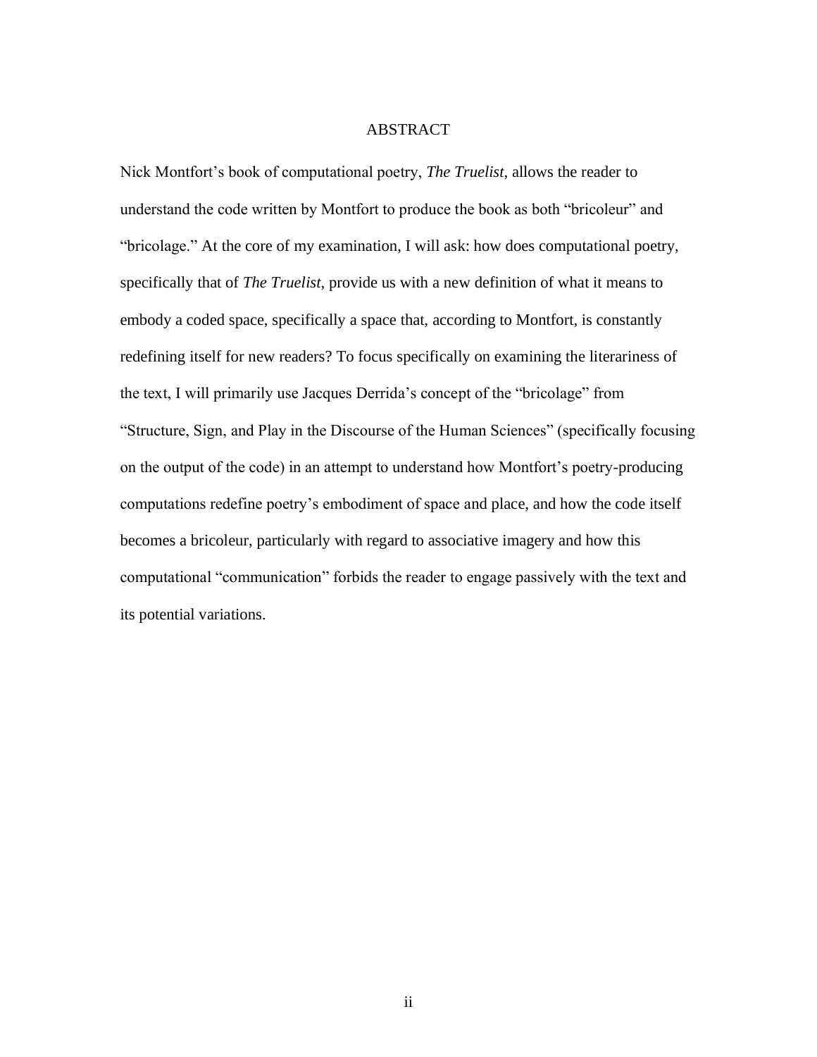# ABSTRACT

Nick Montfort's book of computational poetry, *The Truelist*, allows the reader to understand the code written by Montfort to produce the book as both "bricoleur" and "bricolage." At the core of my examination, I will ask: how does computational poetry, specifically that of *The Truelist*, provide us with a new definition of what it means to embody a coded space, specifically a space that, according to Montfort, is constantly redefining itself for new readers? To focus specifically on examining the literariness of the text, I will primarily use Jacques Derrida's concept of the "bricolage" from "Structure, Sign, and Play in the Discourse of the Human Sciences" (specifically focusing on the output of the code) in an attempt to understand how Montfort's poetry-producing computations redefine poetry's embodiment of space and place, and how the code itself becomes a bricoleur, particularly with regard to associative imagery and how this computational "communication" forbids the reader to engage passively with the text and its potential variations.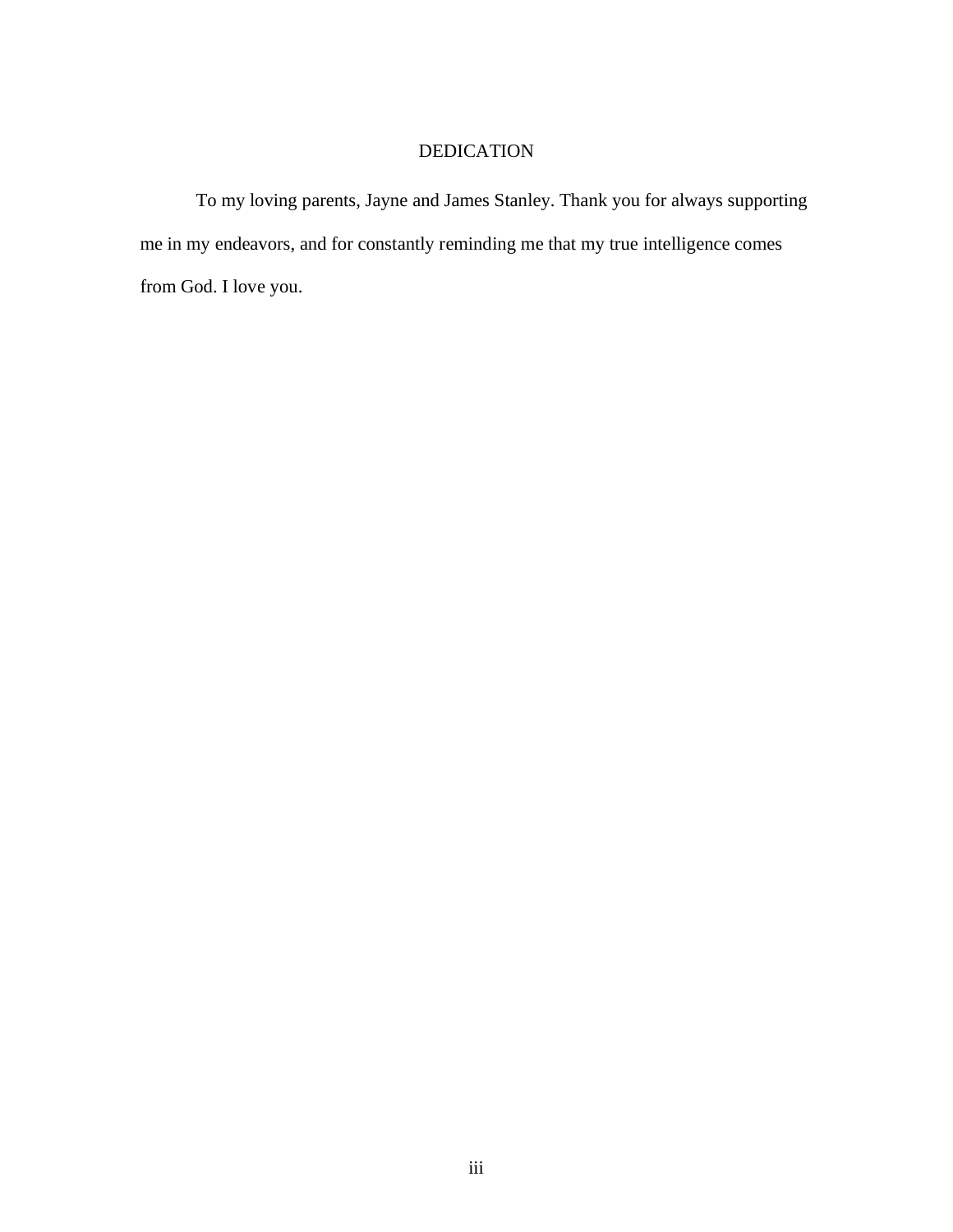# DEDICATION

To my loving parents, Jayne and James Stanley. Thank you for always supporting me in my endeavors, and for constantly reminding me that my true intelligence comes from God. I love you.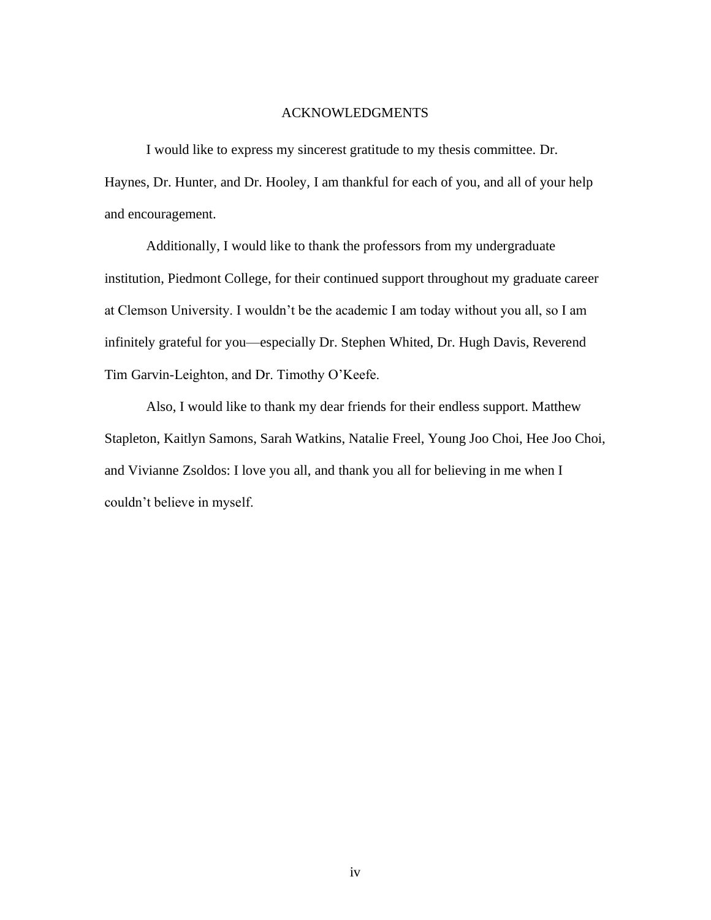# ACKNOWLEDGMENTS

I would like to express my sincerest gratitude to my thesis committee. Dr. Haynes, Dr. Hunter, and Dr. Hooley, I am thankful for each of you, and all of your help and encouragement.

Additionally, I would like to thank the professors from my undergraduate institution, Piedmont College, for their continued support throughout my graduate career at Clemson University. I wouldn't be the academic I am today without you all, so I am infinitely grateful for you—especially Dr. Stephen Whited, Dr. Hugh Davis, Reverend Tim Garvin-Leighton, and Dr. Timothy O'Keefe.

Also, I would like to thank my dear friends for their endless support. Matthew Stapleton, Kaitlyn Samons, Sarah Watkins, Natalie Freel, Young Joo Choi, Hee Joo Choi, and Vivianne Zsoldos: I love you all, and thank you all for believing in me when I couldn't believe in myself.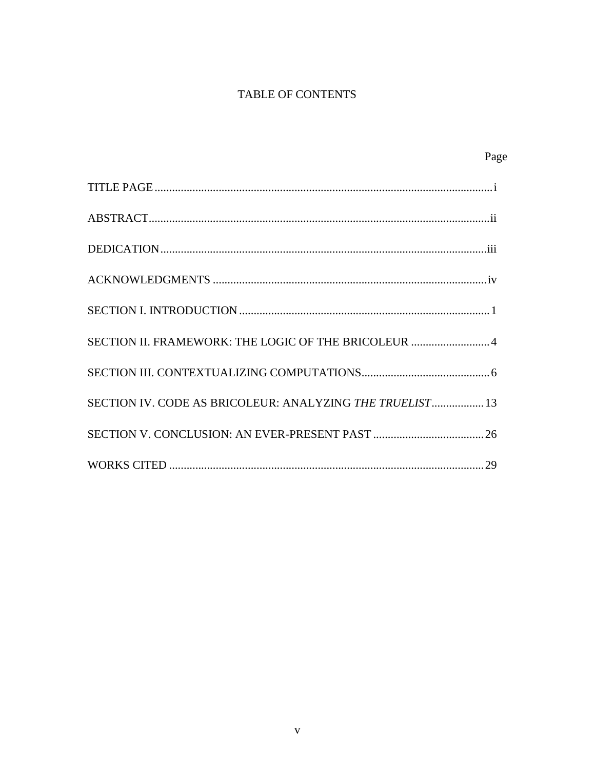# TABLE OF CONTENTS

| | Page |
|---|---|
| TITLE PAGE | i |
| ABSTRACT | ii |
| DEDICATION | iii |
| ACKNOWLEDGMENTS | iv |
| SECTION I. INTRODUCTION | 1 |
| SECTION II. FRAMEWORK: THE LOGIC OF THE BRICOLEUR | 4 |
| SECTION III. CONTEXTUALIZING COMPUTATIONS | 6 |
| SECTION IV. CODE AS BRICOLEUR: ANALYZING *THE TRUELIST* | 13 |
| SECTION V. CONCLUSION: AN EVER-PRESENT PAST | 26 |
| WORKS CITED | 29 |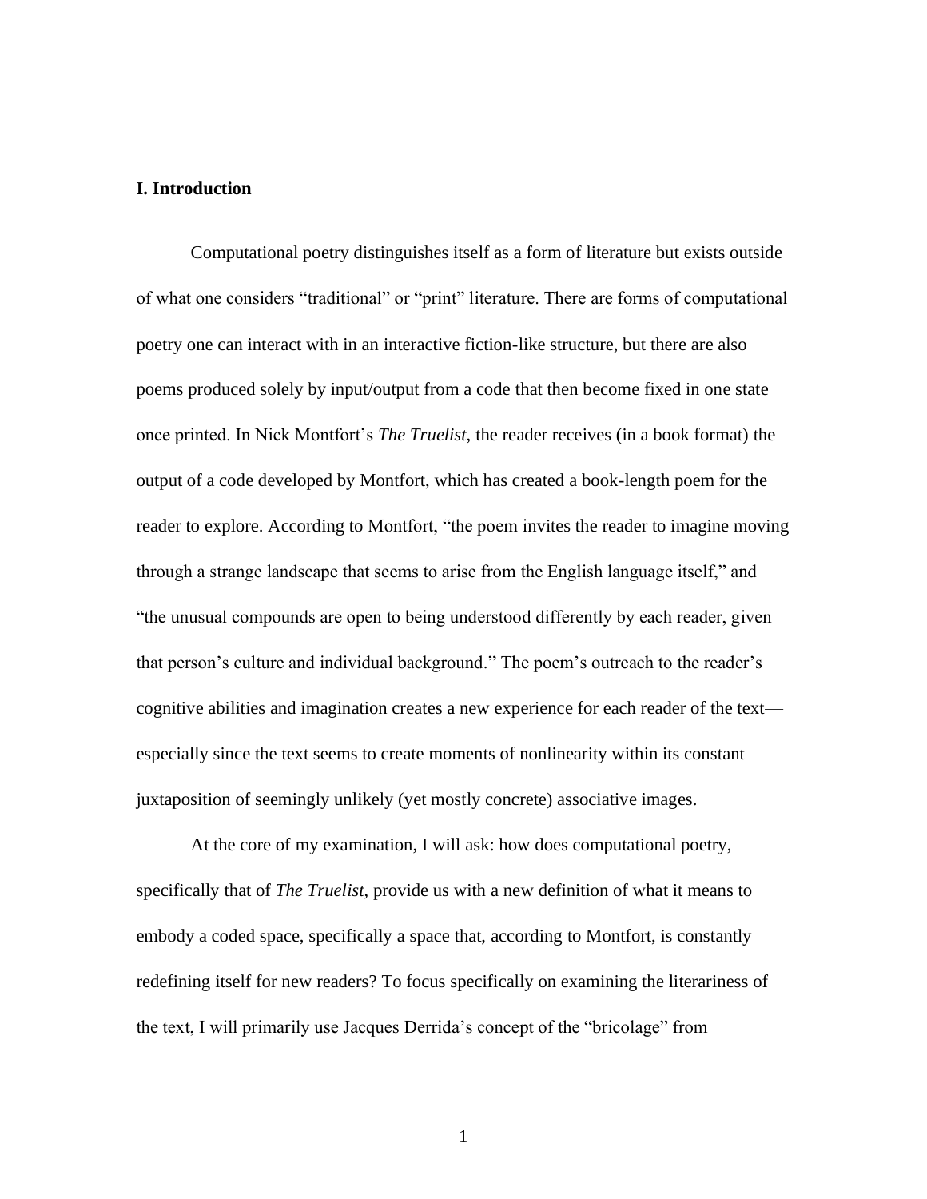## I. Introduction

Computational poetry distinguishes itself as a form of literature but exists outside of what one considers "traditional" or "print" literature. There are forms of computational poetry one can interact with in an interactive fiction-like structure, but there are also poems produced solely by input/output from a code that then become fixed in one state once printed. In Nick Montfort's *The Truelist*, the reader receives (in a book format) the output of a code developed by Montfort, which has created a book-length poem for the reader to explore. According to Montfort, "the poem invites the reader to imagine moving through a strange landscape that seems to arise from the English language itself," and "the unusual compounds are open to being understood differently by each reader, given that person's culture and individual background." The poem's outreach to the reader's cognitive abilities and imagination creates a new experience for each reader of the text—especially since the text seems to create moments of nonlinearity within its constant juxtaposition of seemingly unlikely (yet mostly concrete) associative images.

At the core of my examination, I will ask: how does computational poetry, specifically that of *The Truelist*, provide us with a new definition of what it means to embody a coded space, specifically a space that, according to Montfort, is constantly redefining itself for new readers? To focus specifically on examining the literariness of the text, I will primarily use Jacques Derrida's concept of the "bricolage" from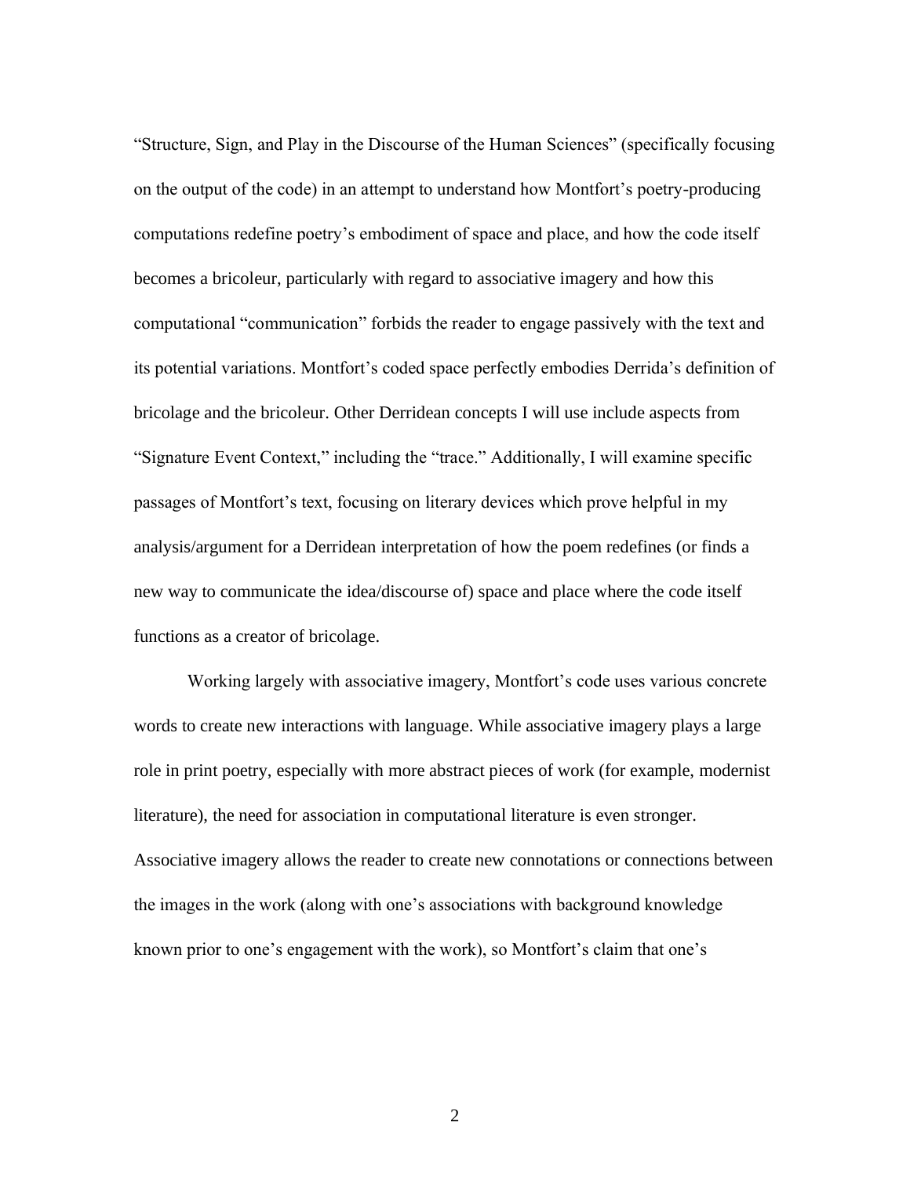"Structure, Sign, and Play in the Discourse of the Human Sciences" (specifically focusing on the output of the code) in an attempt to understand how Montfort's poetry-producing computations redefine poetry's embodiment of space and place, and how the code itself becomes a bricoleur, particularly with regard to associative imagery and how this computational "communication" forbids the reader to engage passively with the text and its potential variations. Montfort's coded space perfectly embodies Derrida's definition of bricolage and the bricoleur. Other Derridean concepts I will use include aspects from "Signature Event Context," including the "trace." Additionally, I will examine specific passages of Montfort's text, focusing on literary devices which prove helpful in my analysis/argument for a Derridean interpretation of how the poem redefines (or finds a new way to communicate the idea/discourse of) space and place where the code itself functions as a creator of bricolage.

Working largely with associative imagery, Montfort's code uses various concrete words to create new interactions with language. While associative imagery plays a large role in print poetry, especially with more abstract pieces of work (for example, modernist literature), the need for association in computational literature is even stronger. Associative imagery allows the reader to create new connotations or connections between the images in the work (along with one's associations with background knowledge known prior to one's engagement with the work), so Montfort's claim that one's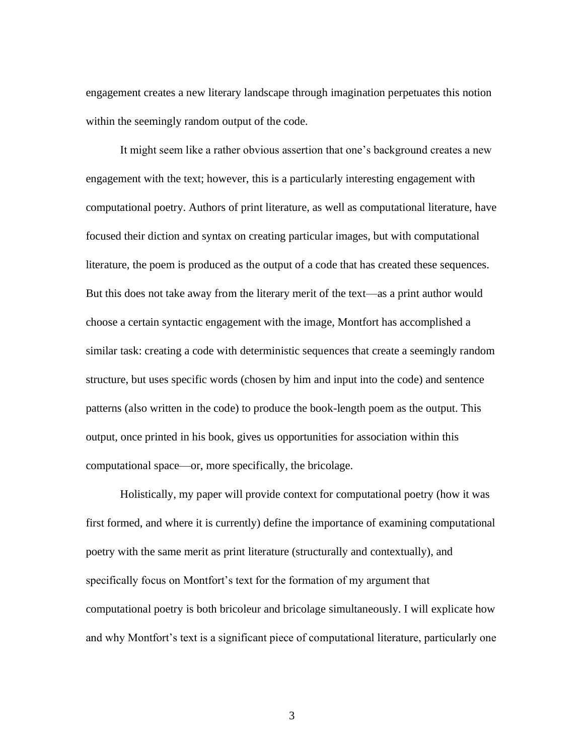engagement creates a new literary landscape through imagination perpetuates this notion within the seemingly random output of the code.

It might seem like a rather obvious assertion that one's background creates a new engagement with the text; however, this is a particularly interesting engagement with computational poetry. Authors of print literature, as well as computational literature, have focused their diction and syntax on creating particular images, but with computational literature, the poem is produced as the output of a code that has created these sequences. But this does not take away from the literary merit of the text—as a print author would choose a certain syntactic engagement with the image, Montfort has accomplished a similar task: creating a code with deterministic sequences that create a seemingly random structure, but uses specific words (chosen by him and input into the code) and sentence patterns (also written in the code) to produce the book-length poem as the output. This output, once printed in his book, gives us opportunities for association within this computational space—or, more specifically, the bricolage.

Holistically, my paper will provide context for computational poetry (how it was first formed, and where it is currently) define the importance of examining computational poetry with the same merit as print literature (structurally and contextually), and specifically focus on Montfort's text for the formation of my argument that computational poetry is both bricoleur and bricolage simultaneously. I will explicate how and why Montfort's text is a significant piece of computational literature, particularly one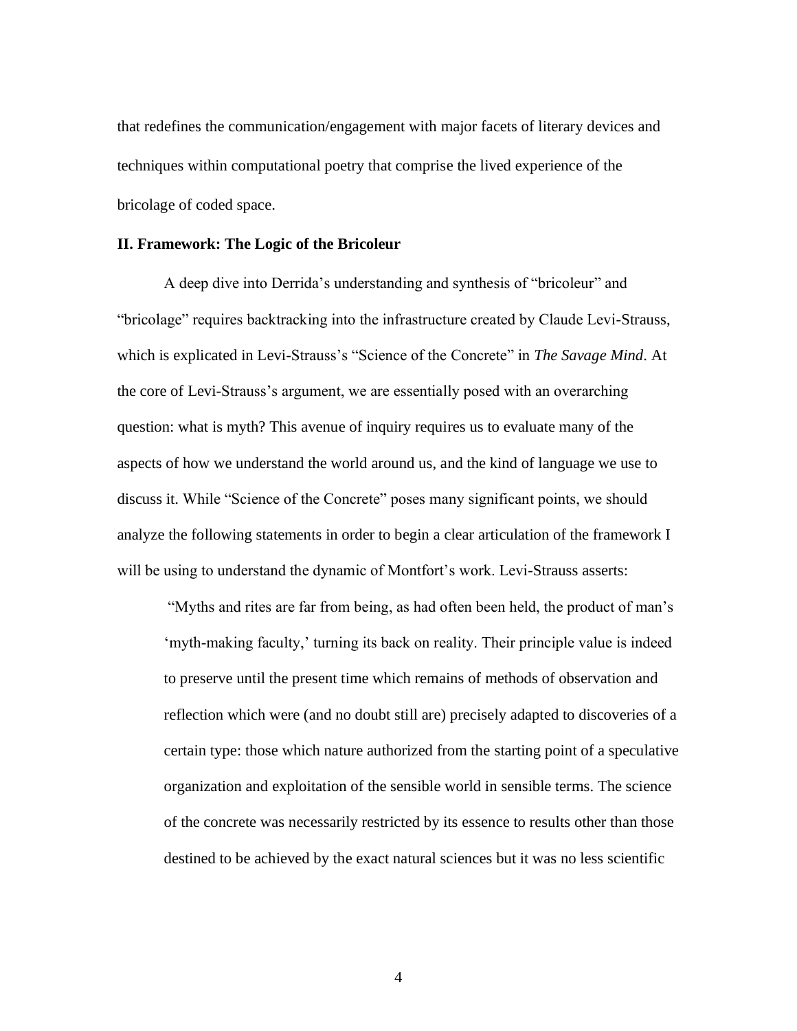that redefines the communication/engagement with major facets of literary devices and techniques within computational poetry that comprise the lived experience of the bricolage of coded space.

## II. Framework: The Logic of the Bricoleur

A deep dive into Derrida's understanding and synthesis of "bricoleur" and "bricolage" requires backtracking into the infrastructure created by Claude Levi-Strauss, which is explicated in Levi-Strauss's "Science of the Concrete" in *The Savage Mind*. At the core of Levi-Strauss's argument, we are essentially posed with an overarching question: what is myth? This avenue of inquiry requires us to evaluate many of the aspects of how we understand the world around us, and the kind of language we use to discuss it. While "Science of the Concrete" poses many significant points, we should analyze the following statements in order to begin a clear articulation of the framework I will be using to understand the dynamic of Montfort's work. Levi-Strauss asserts:

> "Myths and rites are far from being, as had often been held, the product of man's 'myth-making faculty,' turning its back on reality. Their principle value is indeed to preserve until the present time which remains of methods of observation and reflection which were (and no doubt still are) precisely adapted to discoveries of a certain type: those which nature authorized from the starting point of a speculative organization and exploitation of the sensible world in sensible terms. The science of the concrete was necessarily restricted by its essence to results other than those destined to be achieved by the exact natural sciences but it was no less scientific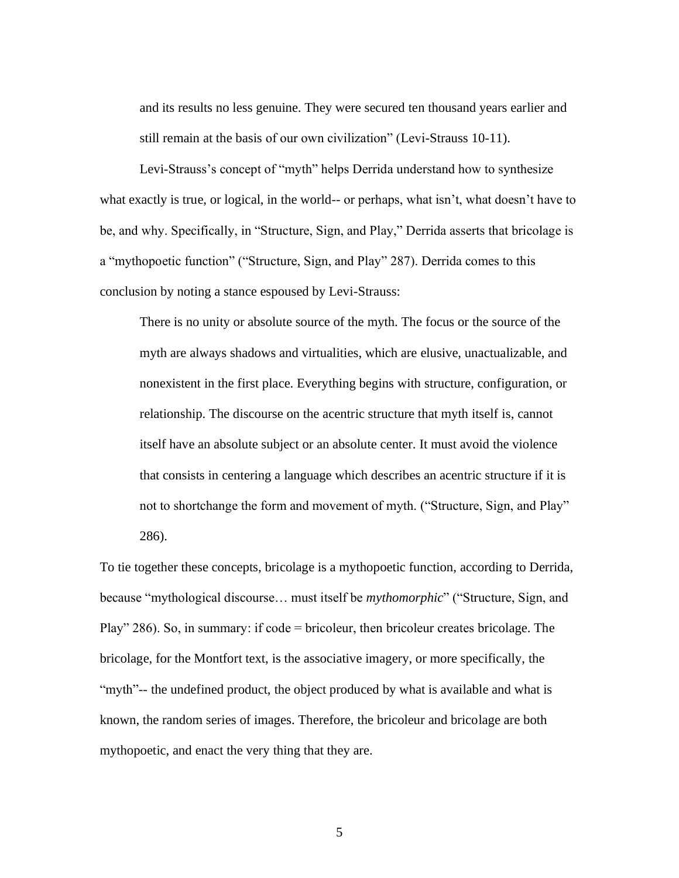> and its results no less genuine. They were secured ten thousand years earlier and still remain at the basis of our own civilization" (Levi-Strauss 10-11).

Levi-Strauss's concept of "myth" helps Derrida understand how to synthesize what exactly is true, or logical, in the world-- or perhaps, what isn't, what doesn't have to be, and why. Specifically, in "Structure, Sign, and Play," Derrida asserts that bricolage is a "mythopoetic function" ("Structure, Sign, and Play" 287). Derrida comes to this conclusion by noting a stance espoused by Levi-Strauss:

> There is no unity or absolute source of the myth. The focus or the source of the myth are always shadows and virtualities, which are elusive, unactualizable, and nonexistent in the first place. Everything begins with structure, configuration, or relationship. The discourse on the acentric structure that myth itself is, cannot itself have an absolute subject or an absolute center. It must avoid the violence that consists in centering a language which describes an acentric structure if it is not to shortchange the form and movement of myth. ("Structure, Sign, and Play" 286).

To tie together these concepts, bricolage is a mythopoetic function, according to Derrida, because "mythological discourse… must itself be *mythomorphic*" ("Structure, Sign, and Play" 286). So, in summary: if code = bricoleur, then bricoleur creates bricolage. The bricolage, for the Montfort text, is the associative imagery, or more specifically, the "myth"-- the undefined product, the object produced by what is available and what is known, the random series of images. Therefore, the bricoleur and bricolage are both mythopoetic, and enact the very thing that they are.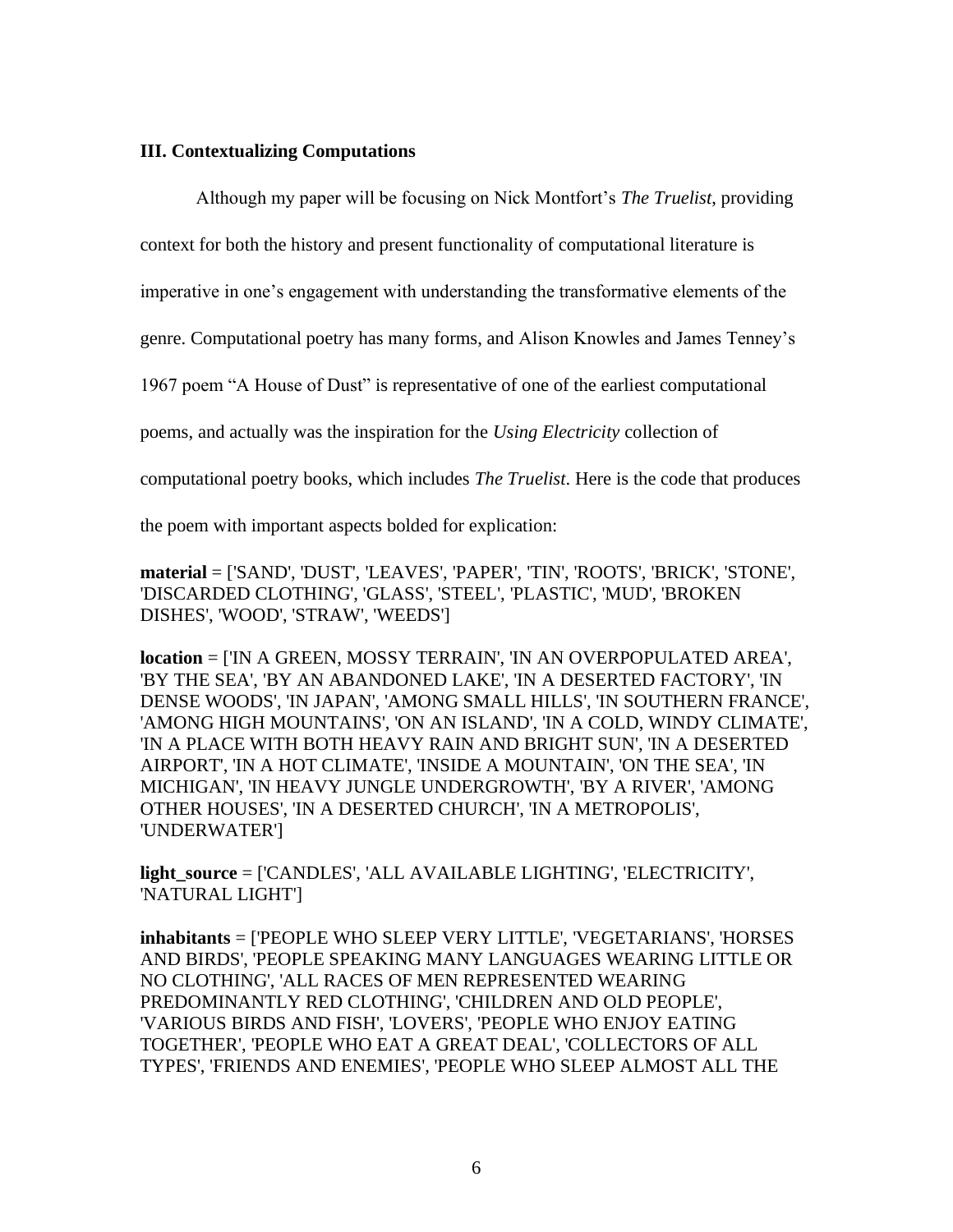### III. Contextualizing Computations

Although my paper will be focusing on Nick Montfort's *The Truelist*, providing context for both the history and present functionality of computational literature is imperative in one's engagement with understanding the transformative elements of the genre. Computational poetry has many forms, and Alison Knowles and James Tenney's 1967 poem "A House of Dust" is representative of one of the earliest computational poems, and actually was the inspiration for the *Using Electricity* collection of computational poetry books, which includes *The Truelist*. Here is the code that produces the poem with important aspects bolded for explication:

**material** = ['SAND', 'DUST', 'LEAVES', 'PAPER', 'TIN', 'ROOTS', 'BRICK', 'STONE', 'DISCARDED CLOTHING', 'GLASS', 'STEEL', 'PLASTIC', 'MUD', 'BROKEN DISHES', 'WOOD', 'STRAW', 'WEEDS']

**location** = ['IN A GREEN, MOSSY TERRAIN', 'IN AN OVERPOPULATED AREA', 'BY THE SEA', 'BY AN ABANDONED LAKE', 'IN A DESERTED FACTORY', 'IN DENSE WOODS', 'IN JAPAN', 'AMONG SMALL HILLS', 'IN SOUTHERN FRANCE', 'AMONG HIGH MOUNTAINS', 'ON AN ISLAND', 'IN A COLD, WINDY CLIMATE', 'IN A PLACE WITH BOTH HEAVY RAIN AND BRIGHT SUN', 'IN A DESERTED AIRPORT', 'IN A HOT CLIMATE', 'INSIDE A MOUNTAIN', 'ON THE SEA', 'IN MICHIGAN', 'IN HEAVY JUNGLE UNDERGROWTH', 'BY A RIVER', 'AMONG OTHER HOUSES', 'IN A DESERTED CHURCH', 'IN A METROPOLIS', 'UNDERWATER']

**light_source** = ['CANDLES', 'ALL AVAILABLE LIGHTING', 'ELECTRICITY', 'NATURAL LIGHT']

**inhabitants** = ['PEOPLE WHO SLEEP VERY LITTLE', 'VEGETARIANS', 'HORSES AND BIRDS', 'PEOPLE SPEAKING MANY LANGUAGES WEARING LITTLE OR NO CLOTHING', 'ALL RACES OF MEN REPRESENTED WEARING PREDOMINANTLY RED CLOTHING', 'CHILDREN AND OLD PEOPLE', 'VARIOUS BIRDS AND FISH', 'LOVERS', 'PEOPLE WHO ENJOY EATING TOGETHER', 'PEOPLE WHO EAT A GREAT DEAL', 'COLLECTORS OF ALL TYPES', 'FRIENDS AND ENEMIES', 'PEOPLE WHO SLEEP ALMOST ALL THE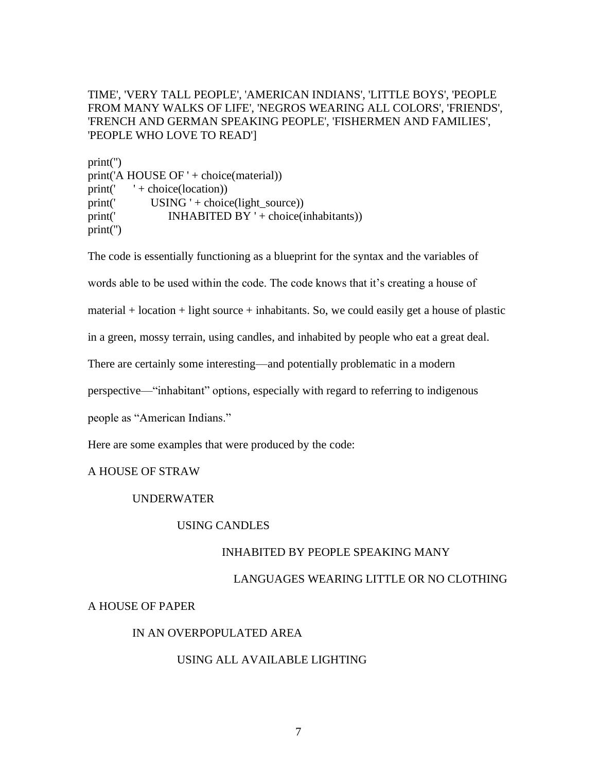```
TIME', 'VERY TALL PEOPLE', 'AMERICAN INDIANS', 'LITTLE BOYS', 'PEOPLE FROM MANY WALKS OF LIFE', 'NEGROS WEARING ALL COLORS', 'FRIENDS', 'FRENCH AND GERMAN SPEAKING PEOPLE', 'FISHERMEN AND FAMILIES', 'PEOPLE WHO LOVE TO READ']

print('')
print('A HOUSE OF ' + choice(material))
print('     ' + choice(location))
print('          USING ' + choice(light_source))
print('               INHABITED BY ' + choice(inhabitants))
print('')
```

The code is essentially functioning as a blueprint for the syntax and the variables of words able to be used within the code. The code knows that it's creating a house of material + location + light source + inhabitants. So, we could easily get a house of plastic in a green, mossy terrain, using candles, and inhabited by people who eat a great deal. There are certainly some interesting—and potentially problematic in a modern perspective—"inhabitant" options, especially with regard to referring to indigenous people as "American Indians."

Here are some examples that were produced by the code:

```
A HOUSE OF STRAW
     UNDERWATER
          USING CANDLES
               INHABITED BY PEOPLE SPEAKING MANY
                 LANGUAGES WEARING LITTLE OR NO CLOTHING

A HOUSE OF PAPER
     IN AN OVERPOPULATED AREA
          USING ALL AVAILABLE LIGHTING
```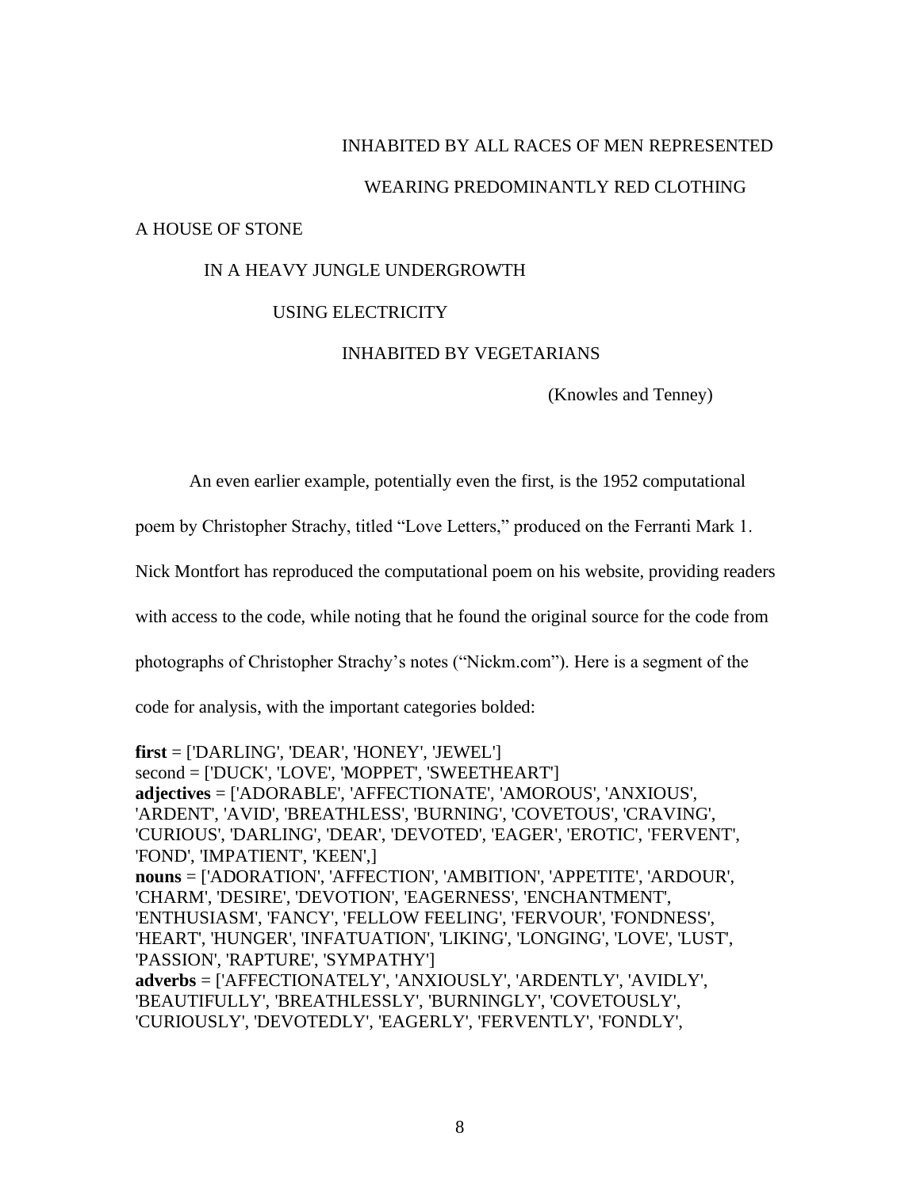INHABITED BY ALL RACES OF MEN REPRESENTED

WEARING PREDOMINANTLY RED CLOTHING

A HOUSE OF STONE

IN A HEAVY JUNGLE UNDERGROWTH

USING ELECTRICITY

INHABITED BY VEGETARIANS

(Knowles and Tenney)

An even earlier example, potentially even the first, is the 1952 computational poem by Christopher Strachy, titled "Love Letters," produced on the Ferranti Mark 1. Nick Montfort has reproduced the computational poem on his website, providing readers with access to the code, while noting that he found the original source for the code from photographs of Christopher Strachy's notes ("Nickm.com"). Here is a segment of the code for analysis, with the important categories bolded:

**first** = ['DARLING', 'DEAR', 'HONEY', 'JEWEL']
second = ['DUCK', 'LOVE', 'MOPPET', 'SWEETHEART']
**adjectives** = ['ADORABLE', 'AFFECTIONATE', 'AMOROUS', 'ANXIOUS', 'ARDENT', 'AVID', 'BREATHLESS', 'BURNING', 'COVETOUS', 'CRAVING', 'CURIOUS', 'DARLING', 'DEAR', 'DEVOTED', 'EAGER', 'EROTIC', 'FERVENT', 'FOND', 'IMPATIENT', 'KEEN',]
**nouns** = ['ADORATION', 'AFFECTION', 'AMBITION', 'APPETITE', 'ARDOUR', 'CHARM', 'DESIRE', 'DEVOTION', 'EAGERNESS', 'ENCHANTMENT', 'ENTHUSIASM', 'FANCY', 'FELLOW FEELING', 'FERVOUR', 'FONDNESS', 'HEART', 'HUNGER', 'INFATUATION', 'LIKING', 'LONGING', 'LOVE', 'LUST', 'PASSION', 'RAPTURE', 'SYMPATHY']
**adverbs** = ['AFFECTIONATELY', 'ANXIOUSLY', 'ARDENTLY', 'AVIDLY', 'BEAUTIFULLY', 'BREATHLESSLY', 'BURNINGLY', 'COVETOUSLY', 'CURIOUSLY', 'DEVOTEDLY', 'EAGERLY', 'FERVENTLY', 'FONDLY',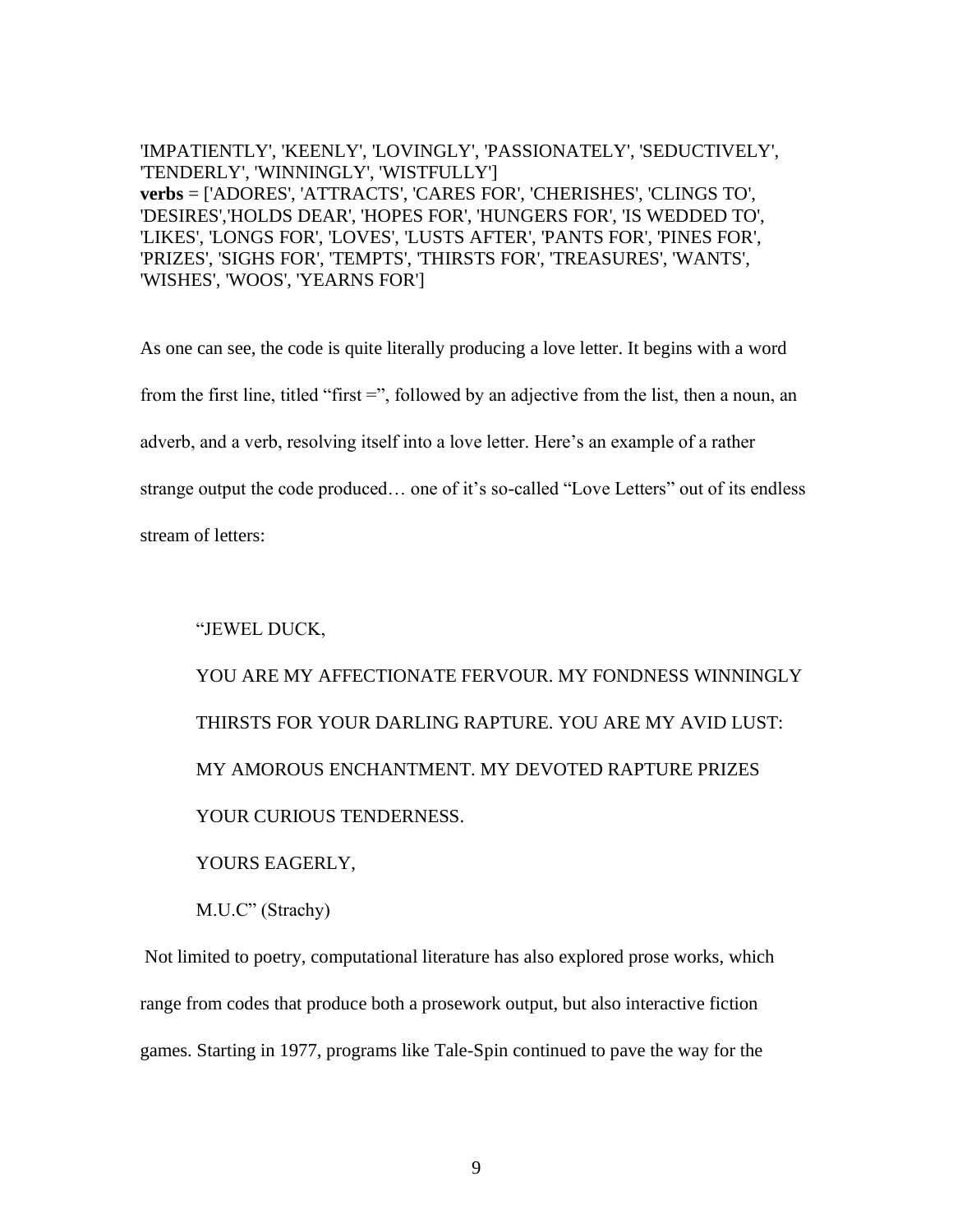'IMPATIENTLY', 'KEENLY', 'LOVINGLY', 'PASSIONATELY', 'SEDUCTIVELY', 'TENDERLY', 'WINNINGLY', 'WISTFULLY']
**verbs** = ['ADORES', 'ATTRACTS', 'CARES FOR', 'CHERISHES', 'CLINGS TO', 'DESIRES','HOLDS DEAR', 'HOPES FOR', 'HUNGERS FOR', 'IS WEDDED TO', 'LIKES', 'LONGS FOR', 'LOVES', 'LUSTS AFTER', 'PANTS FOR', 'PINES FOR', 'PRIZES', 'SIGHS FOR', 'TEMPTS', 'THIRSTS FOR', 'TREASURES', 'WANTS', 'WISHES', 'WOOS', 'YEARNS FOR']

As one can see, the code is quite literally producing a love letter. It begins with a word from the first line, titled "first =", followed by an adjective from the list, then a noun, an adverb, and a verb, resolving itself into a love letter. Here's an example of a rather strange output the code produced… one of it's so-called "Love Letters" out of its endless stream of letters:

> "JEWEL DUCK,
>
> YOU ARE MY AFFECTIONATE FERVOUR. MY FONDNESS WINNINGLY THIRSTS FOR YOUR DARLING RAPTURE. YOU ARE MY AVID LUST: MY AMOROUS ENCHANTMENT. MY DEVOTED RAPTURE PRIZES YOUR CURIOUS TENDERNESS.
>
> YOURS EAGERLY,
>
> M.U.C" (Strachy)

Not limited to poetry, computational literature has also explored prose works, which range from codes that produce both a prosework output, but also interactive fiction games. Starting in 1977, programs like Tale-Spin continued to pave the way for the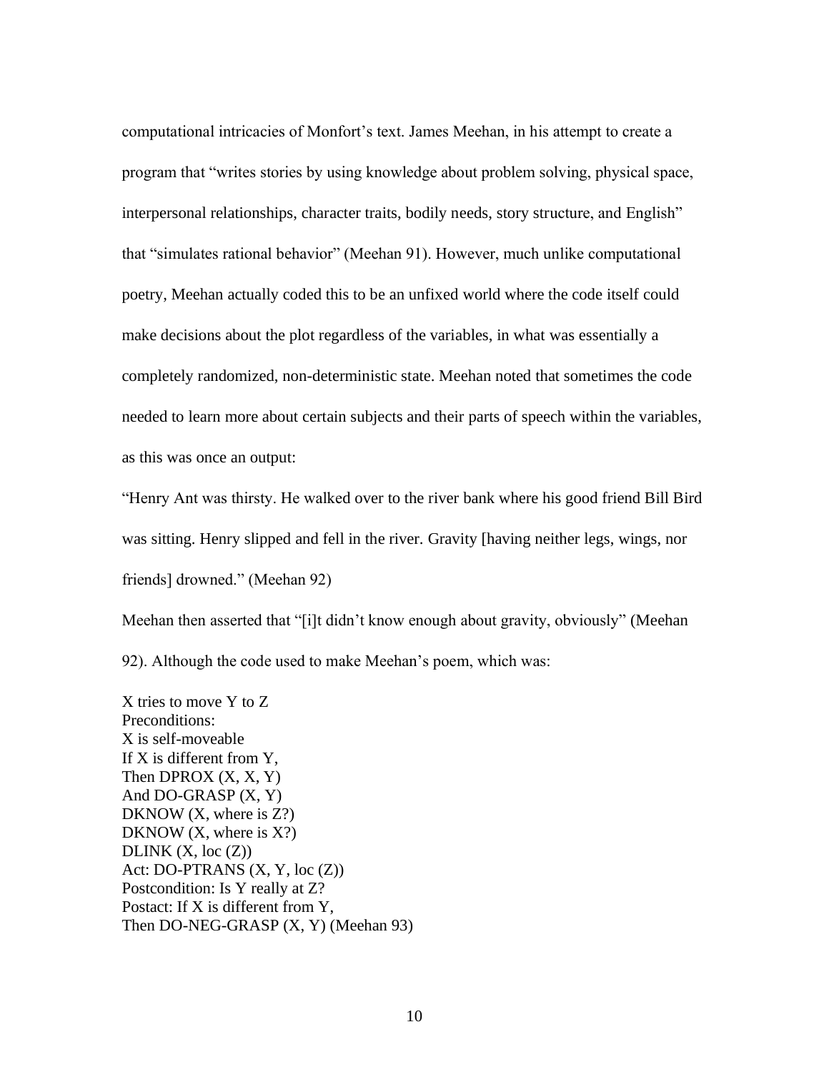computational intricacies of Monfort's text. James Meehan, in his attempt to create a program that "writes stories by using knowledge about problem solving, physical space, interpersonal relationships, character traits, bodily needs, story structure, and English" that "simulates rational behavior" (Meehan 91). However, much unlike computational poetry, Meehan actually coded this to be an unfixed world where the code itself could make decisions about the plot regardless of the variables, in what was essentially a completely randomized, non-deterministic state. Meehan noted that sometimes the code needed to learn more about certain subjects and their parts of speech within the variables, as this was once an output:

"Henry Ant was thirsty. He walked over to the river bank where his good friend Bill Bird was sitting. Henry slipped and fell in the river. Gravity [having neither legs, wings, nor friends] drowned." (Meehan 92)

Meehan then asserted that "[i]t didn't know enough about gravity, obviously" (Meehan 92). Although the code used to make Meehan's poem, which was:

```
X tries to move Y to Z
Preconditions:
X is self-moveable
If X is different from Y,
Then DPROX (X, X, Y)
And DO-GRASP (X, Y)
DKNOW (X, where is Z?)
DKNOW (X, where is X?)
DLINK (X, loc (Z))
Act: DO-PTRANS (X, Y, loc (Z))
Postcondition: Is Y really at Z?
Postact: If X is different from Y,
Then DO-NEG-GRASP (X, Y) (Meehan 93)
```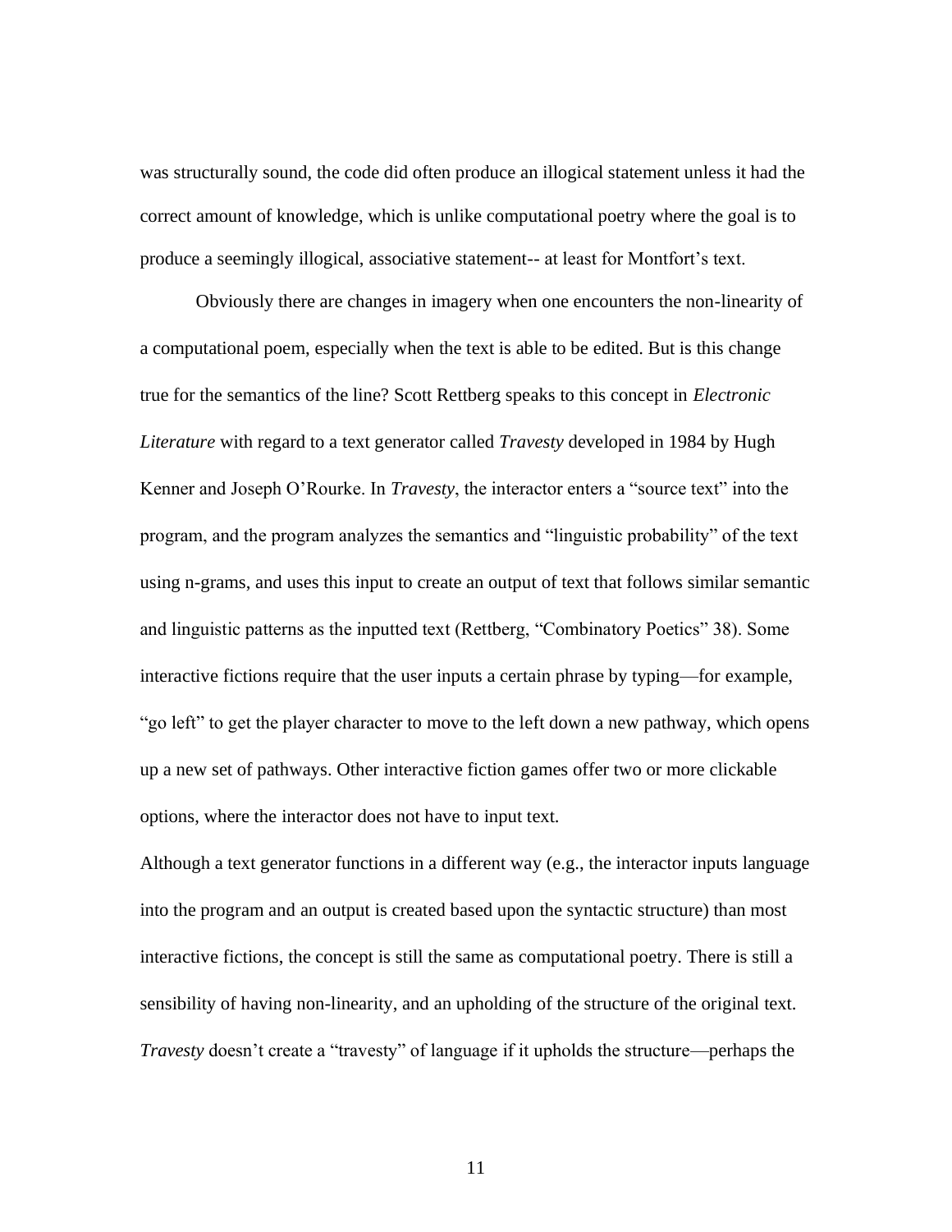was structurally sound, the code did often produce an illogical statement unless it had the correct amount of knowledge, which is unlike computational poetry where the goal is to produce a seemingly illogical, associative statement-- at least for Montfort's text.

Obviously there are changes in imagery when one encounters the non-linearity of a computational poem, especially when the text is able to be edited. But is this change true for the semantics of the line? Scott Rettberg speaks to this concept in *Electronic Literature* with regard to a text generator called *Travesty* developed in 1984 by Hugh Kenner and Joseph O'Rourke. In *Travesty*, the interactor enters a "source text" into the program, and the program analyzes the semantics and "linguistic probability" of the text using n-grams, and uses this input to create an output of text that follows similar semantic and linguistic patterns as the inputted text (Rettberg, "Combinatory Poetics" 38). Some interactive fictions require that the user inputs a certain phrase by typing—for example, "go left" to get the player character to move to the left down a new pathway, which opens up a new set of pathways. Other interactive fiction games offer two or more clickable options, where the interactor does not have to input text.

Although a text generator functions in a different way (e.g., the interactor inputs language into the program and an output is created based upon the syntactic structure) than most interactive fictions, the concept is still the same as computational poetry. There is still a sensibility of having non-linearity, and an upholding of the structure of the original text. *Travesty* doesn't create a "travesty" of language if it upholds the structure—perhaps the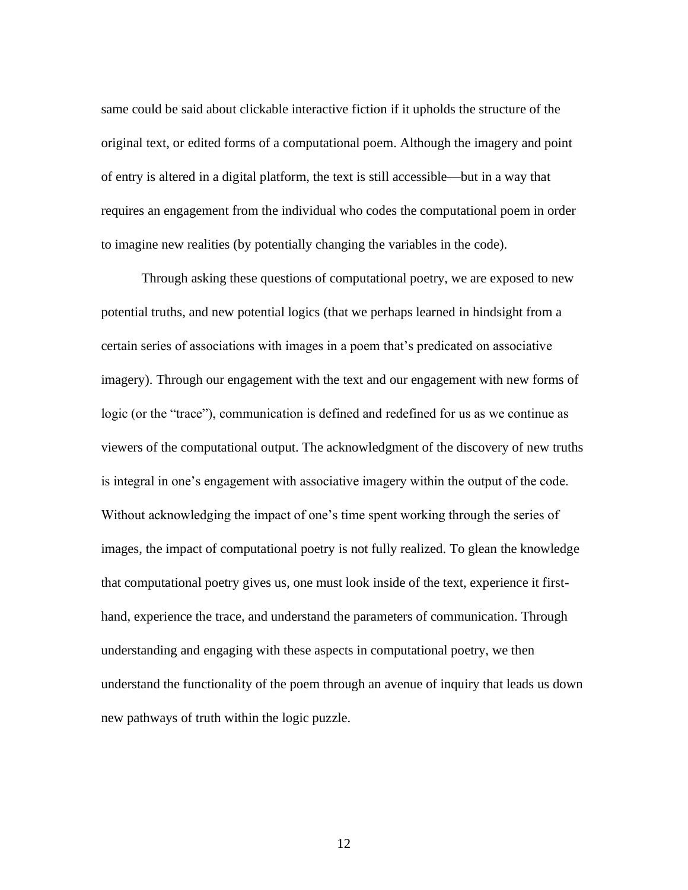same could be said about clickable interactive fiction if it upholds the structure of the original text, or edited forms of a computational poem. Although the imagery and point of entry is altered in a digital platform, the text is still accessible—but in a way that requires an engagement from the individual who codes the computational poem in order to imagine new realities (by potentially changing the variables in the code).

Through asking these questions of computational poetry, we are exposed to new potential truths, and new potential logics (that we perhaps learned in hindsight from a certain series of associations with images in a poem that's predicated on associative imagery). Through our engagement with the text and our engagement with new forms of logic (or the "trace"), communication is defined and redefined for us as we continue as viewers of the computational output. The acknowledgment of the discovery of new truths is integral in one's engagement with associative imagery within the output of the code. Without acknowledging the impact of one's time spent working through the series of images, the impact of computational poetry is not fully realized. To glean the knowledge that computational poetry gives us, one must look inside of the text, experience it first-hand, experience the trace, and understand the parameters of communication. Through understanding and engaging with these aspects in computational poetry, we then understand the functionality of the poem through an avenue of inquiry that leads us down new pathways of truth within the logic puzzle.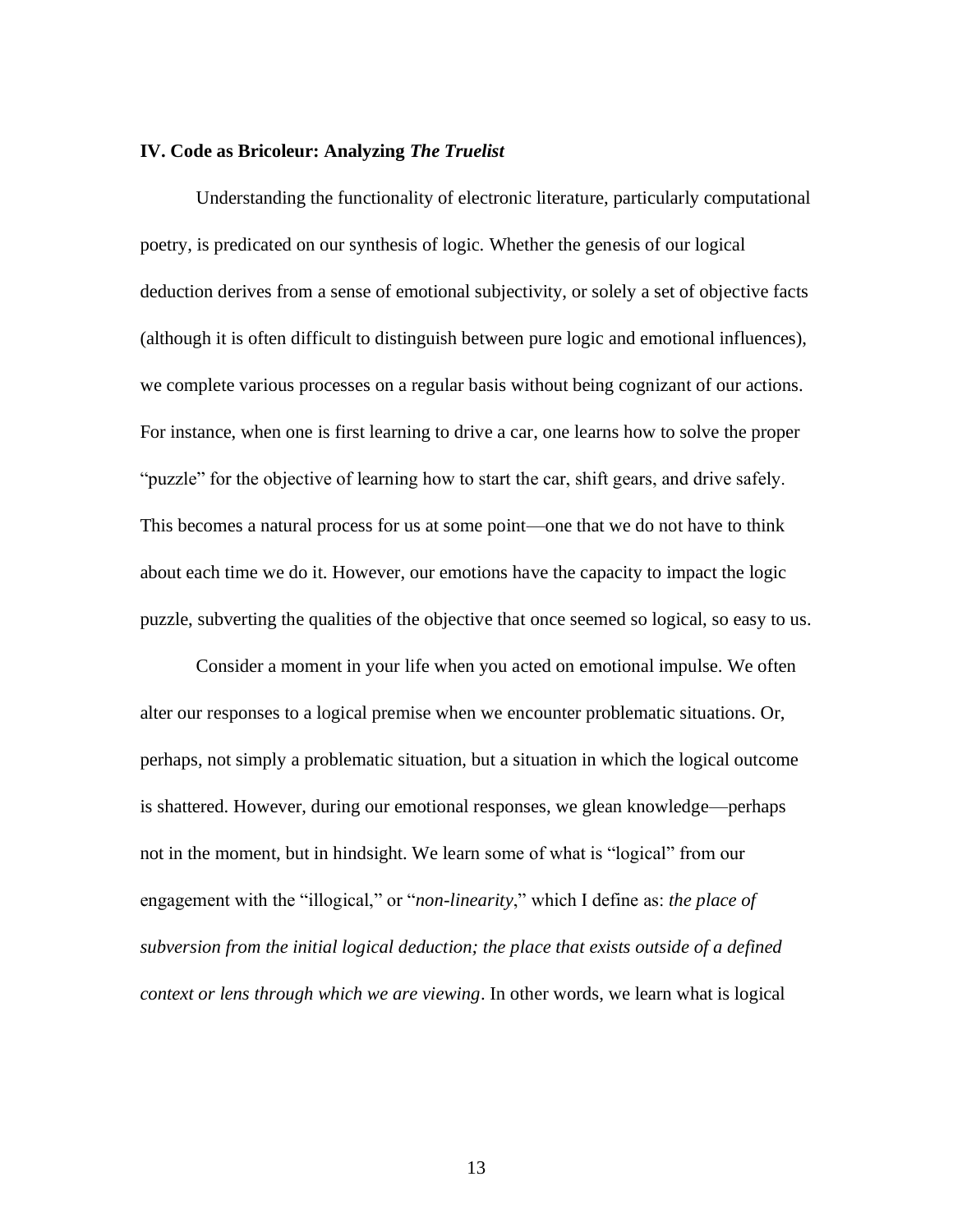### IV. Code as Bricoleur: Analyzing *The Truelist*

Understanding the functionality of electronic literature, particularly computational poetry, is predicated on our synthesis of logic. Whether the genesis of our logical deduction derives from a sense of emotional subjectivity, or solely a set of objective facts (although it is often difficult to distinguish between pure logic and emotional influences), we complete various processes on a regular basis without being cognizant of our actions. For instance, when one is first learning to drive a car, one learns how to solve the proper "puzzle" for the objective of learning how to start the car, shift gears, and drive safely. This becomes a natural process for us at some point—one that we do not have to think about each time we do it. However, our emotions have the capacity to impact the logic puzzle, subverting the qualities of the objective that once seemed so logical, so easy to us.

Consider a moment in your life when you acted on emotional impulse. We often alter our responses to a logical premise when we encounter problematic situations. Or, perhaps, not simply a problematic situation, but a situation in which the logical outcome is shattered. However, during our emotional responses, we glean knowledge—perhaps not in the moment, but in hindsight. We learn some of what is "logical" from our engagement with the "illogical," or "*non-linearity*," which I define as: *the place of subversion from the initial logical deduction; the place that exists outside of a defined context or lens through which we are viewing*. In other words, we learn what is logical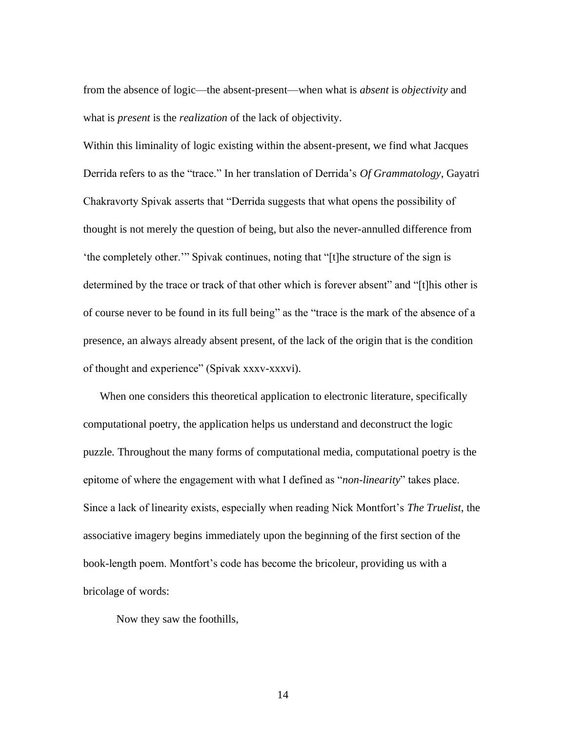from the absence of logic—the absent-present—when what is *absent* is *objectivity* and what is *present* is the *realization* of the lack of objectivity.

Within this liminality of logic existing within the absent-present, we find what Jacques Derrida refers to as the "trace." In her translation of Derrida's *Of Grammatology*, Gayatri Chakravorty Spivak asserts that "Derrida suggests that what opens the possibility of thought is not merely the question of being, but also the never-annulled difference from 'the completely other.'" Spivak continues, noting that "[t]he structure of the sign is determined by the trace or track of that other which is forever absent" and "[t]his other is of course never to be found in its full being" as the "trace is the mark of the absence of a presence, an always already absent present, of the lack of the origin that is the condition of thought and experience" (Spivak xxxv-xxxvi).

When one considers this theoretical application to electronic literature, specifically computational poetry, the application helps us understand and deconstruct the logic puzzle. Throughout the many forms of computational media, computational poetry is the epitome of where the engagement with what I defined as "*non-linearity*" takes place. Since a lack of linearity exists, especially when reading Nick Montfort's *The Truelist*, the associative imagery begins immediately upon the beginning of the first section of the book-length poem. Montfort's code has become the bricoleur, providing us with a bricolage of words:

> Now they saw the foothills,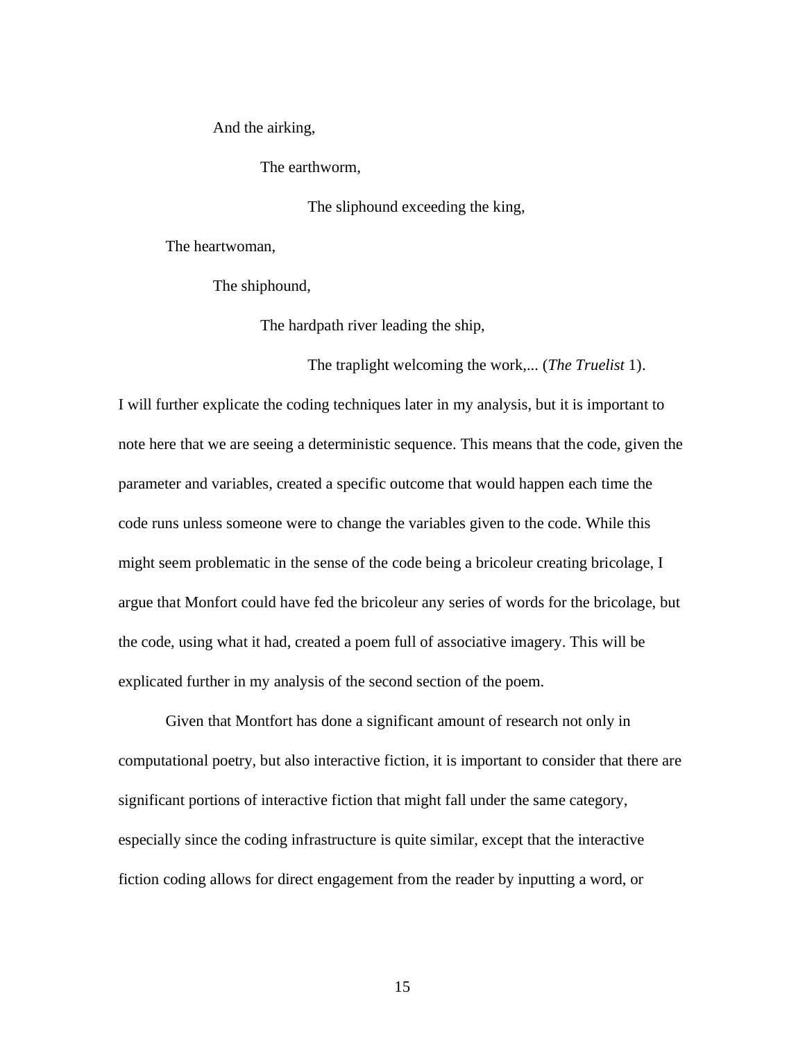And the airking,

The earthworm,

The sliphound exceeding the king,

The heartwoman,

The shiphound,

The hardpath river leading the ship,

The traplight welcoming the work,... (*The Truelist* 1).

I will further explicate the coding techniques later in my analysis, but it is important to note here that we are seeing a deterministic sequence. This means that the code, given the parameter and variables, created a specific outcome that would happen each time the code runs unless someone were to change the variables given to the code. While this might seem problematic in the sense of the code being a bricoleur creating bricolage, I argue that Monfort could have fed the bricoleur any series of words for the bricolage, but the code, using what it had, created a poem full of associative imagery. This will be explicated further in my analysis of the second section of the poem.

Given that Montfort has done a significant amount of research not only in computational poetry, but also interactive fiction, it is important to consider that there are significant portions of interactive fiction that might fall under the same category, especially since the coding infrastructure is quite similar, except that the interactive fiction coding allows for direct engagement from the reader by inputting a word, or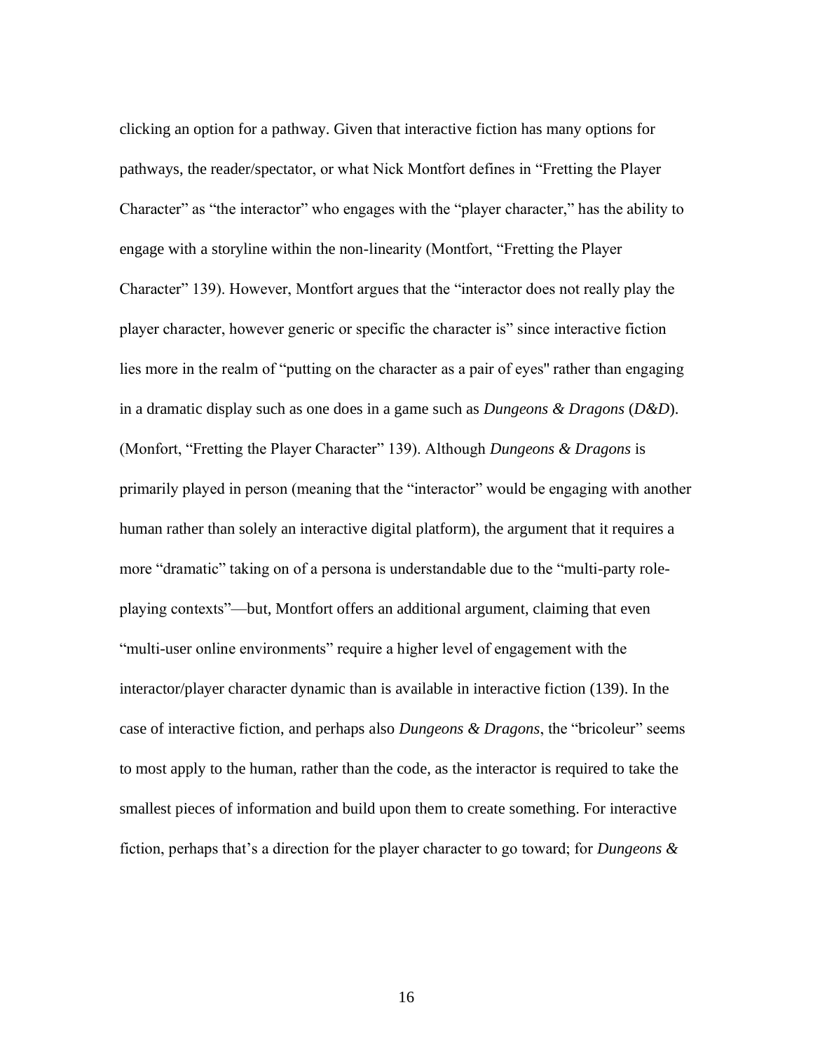clicking an option for a pathway. Given that interactive fiction has many options for pathways, the reader/spectator, or what Nick Montfort defines in "Fretting the Player Character" as "the interactor" who engages with the "player character," has the ability to engage with a storyline within the non-linearity (Montfort, "Fretting the Player Character" 139). However, Montfort argues that the "interactor does not really play the player character, however generic or specific the character is" since interactive fiction lies more in the realm of "putting on the character as a pair of eyes" rather than engaging in a dramatic display such as one does in a game such as *Dungeons & Dragons* (*D&D*). (Monfort, "Fretting the Player Character" 139). Although *Dungeons & Dragons* is primarily played in person (meaning that the "interactor" would be engaging with another human rather than solely an interactive digital platform), the argument that it requires a more "dramatic" taking on of a persona is understandable due to the "multi-party role-playing contexts"—but, Montfort offers an additional argument, claiming that even "multi-user online environments" require a higher level of engagement with the interactor/player character dynamic than is available in interactive fiction (139). In the case of interactive fiction, and perhaps also *Dungeons & Dragons*, the "bricoleur" seems to most apply to the human, rather than the code, as the interactor is required to take the smallest pieces of information and build upon them to create something. For interactive fiction, perhaps that's a direction for the player character to go toward; for *Dungeons &*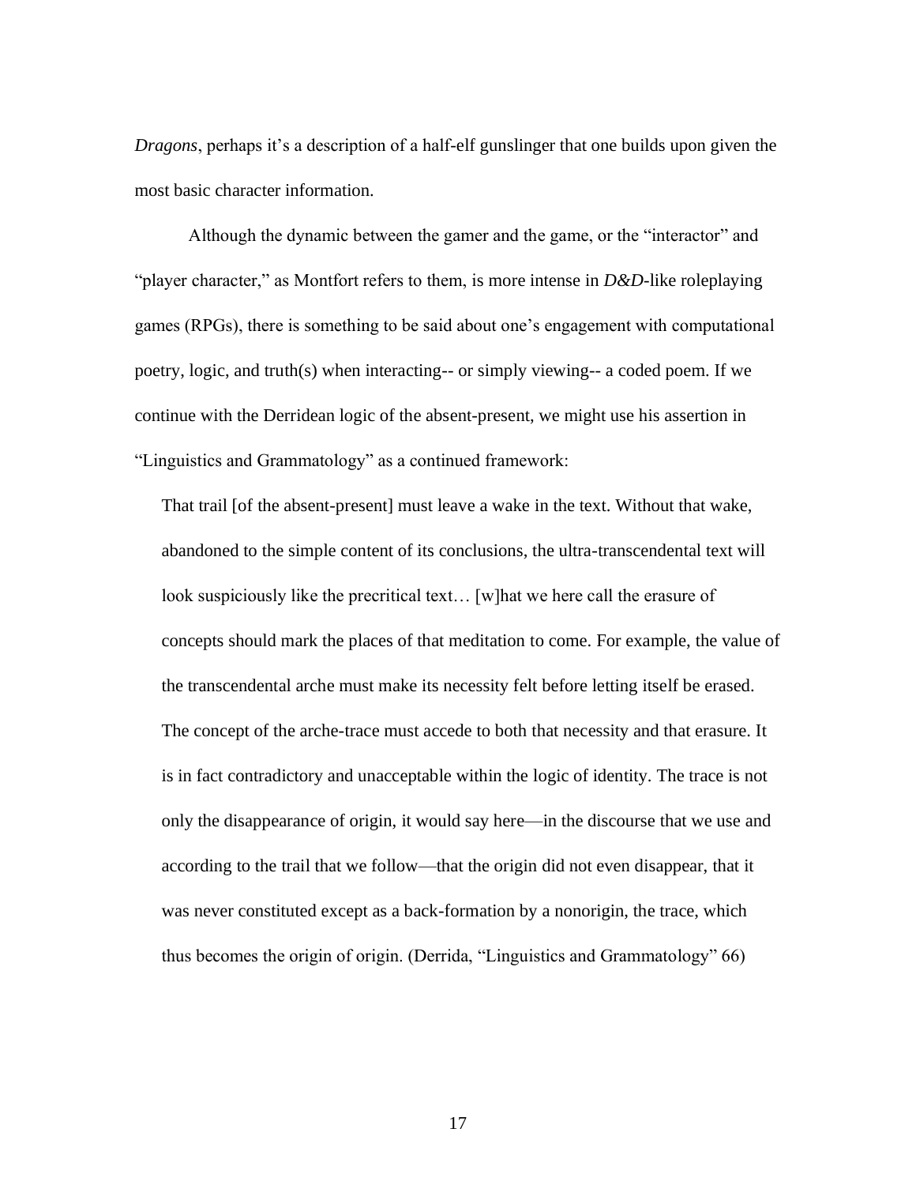*Dragons*, perhaps it's a description of a half-elf gunslinger that one builds upon given the most basic character information.

Although the dynamic between the gamer and the game, or the "interactor" and "player character," as Montfort refers to them, is more intense in *D&D*-like roleplaying games (RPGs), there is something to be said about one's engagement with computational poetry, logic, and truth(s) when interacting-- or simply viewing-- a coded poem. If we continue with the Derridean logic of the absent-present, we might use his assertion in "Linguistics and Grammatology" as a continued framework:

> That trail [of the absent-present] must leave a wake in the text. Without that wake, abandoned to the simple content of its conclusions, the ultra-transcendental text will look suspiciously like the precritical text… [w]hat we here call the erasure of concepts should mark the places of that meditation to come. For example, the value of the transcendental arche must make its necessity felt before letting itself be erased. The concept of the arche-trace must accede to both that necessity and that erasure. It is in fact contradictory and unacceptable within the logic of identity. The trace is not only the disappearance of origin, it would say here—in the discourse that we use and according to the trail that we follow—that the origin did not even disappear, that it was never constituted except as a back-formation by a nonorigin, the trace, which thus becomes the origin of origin. (Derrida, "Linguistics and Grammatology" 66)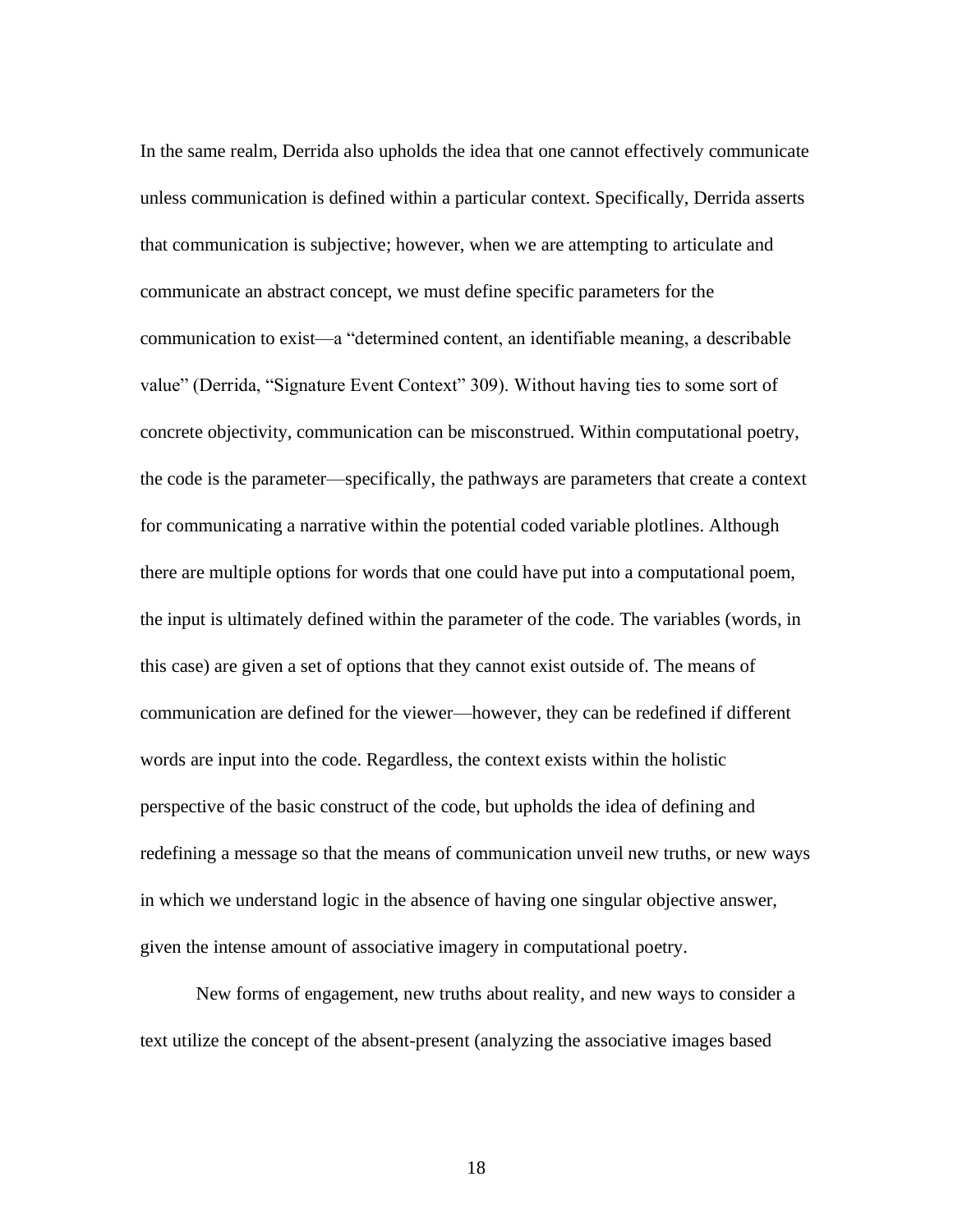In the same realm, Derrida also upholds the idea that one cannot effectively communicate unless communication is defined within a particular context. Specifically, Derrida asserts that communication is subjective; however, when we are attempting to articulate and communicate an abstract concept, we must define specific parameters for the communication to exist—a "determined content, an identifiable meaning, a describable value" (Derrida, "Signature Event Context" 309). Without having ties to some sort of concrete objectivity, communication can be misconstrued. Within computational poetry, the code is the parameter—specifically, the pathways are parameters that create a context for communicating a narrative within the potential coded variable plotlines. Although there are multiple options for words that one could have put into a computational poem, the input is ultimately defined within the parameter of the code. The variables (words, in this case) are given a set of options that they cannot exist outside of. The means of communication are defined for the viewer—however, they can be redefined if different words are input into the code. Regardless, the context exists within the holistic perspective of the basic construct of the code, but upholds the idea of defining and redefining a message so that the means of communication unveil new truths, or new ways in which we understand logic in the absence of having one singular objective answer, given the intense amount of associative imagery in computational poetry.

New forms of engagement, new truths about reality, and new ways to consider a text utilize the concept of the absent-present (analyzing the associative images based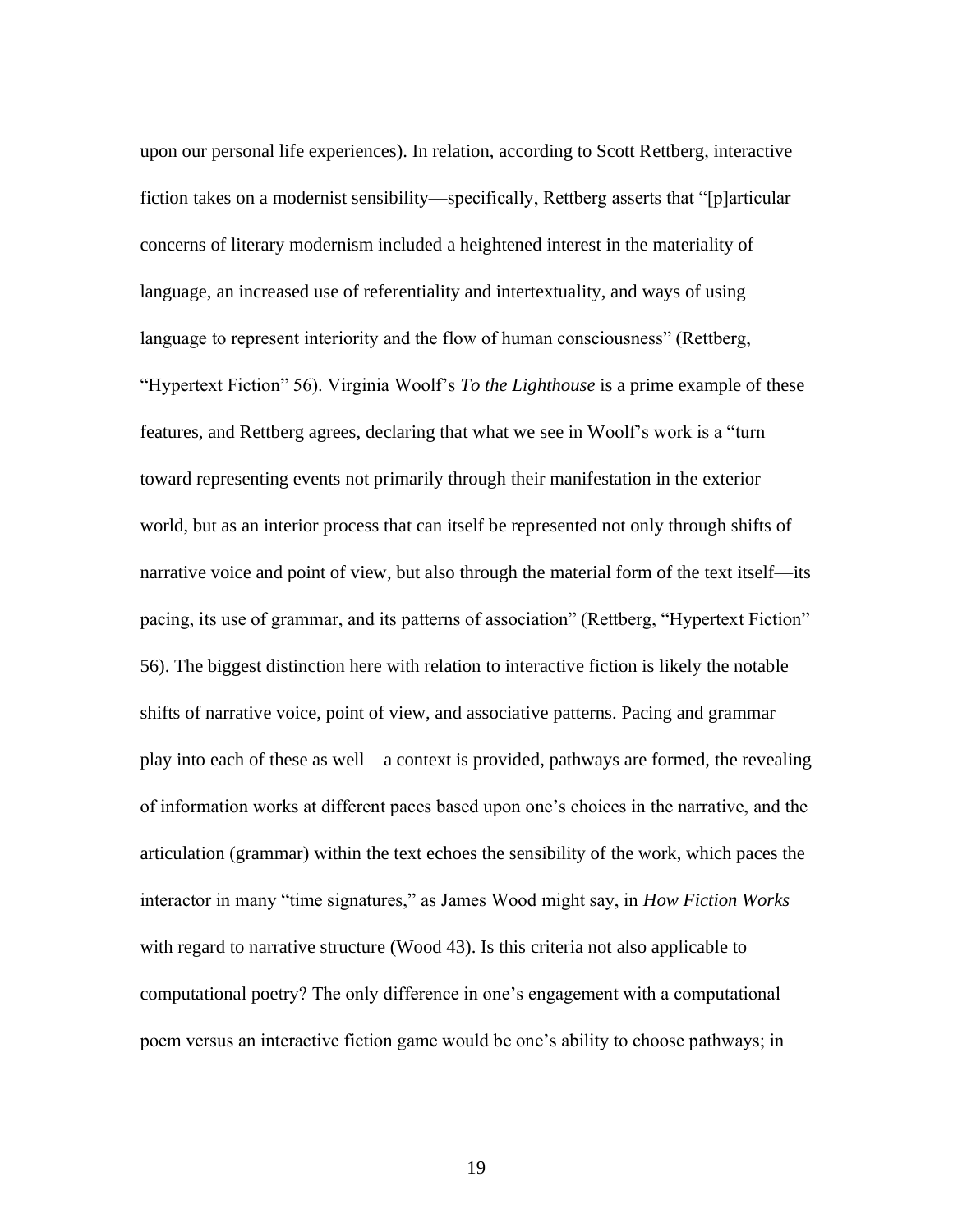upon our personal life experiences). In relation, according to Scott Rettberg, interactive fiction takes on a modernist sensibility—specifically, Rettberg asserts that "[p]articular concerns of literary modernism included a heightened interest in the materiality of language, an increased use of referentiality and intertextuality, and ways of using language to represent interiority and the flow of human consciousness" (Rettberg, "Hypertext Fiction" 56). Virginia Woolf's *To the Lighthouse* is a prime example of these features, and Rettberg agrees, declaring that what we see in Woolf's work is a "turn toward representing events not primarily through their manifestation in the exterior world, but as an interior process that can itself be represented not only through shifts of narrative voice and point of view, but also through the material form of the text itself—its pacing, its use of grammar, and its patterns of association" (Rettberg, "Hypertext Fiction" 56). The biggest distinction here with relation to interactive fiction is likely the notable shifts of narrative voice, point of view, and associative patterns. Pacing and grammar play into each of these as well—a context is provided, pathways are formed, the revealing of information works at different paces based upon one's choices in the narrative, and the articulation (grammar) within the text echoes the sensibility of the work, which paces the interactor in many "time signatures," as James Wood might say, in *How Fiction Works* with regard to narrative structure (Wood 43). Is this criteria not also applicable to computational poetry? The only difference in one's engagement with a computational poem versus an interactive fiction game would be one's ability to choose pathways; in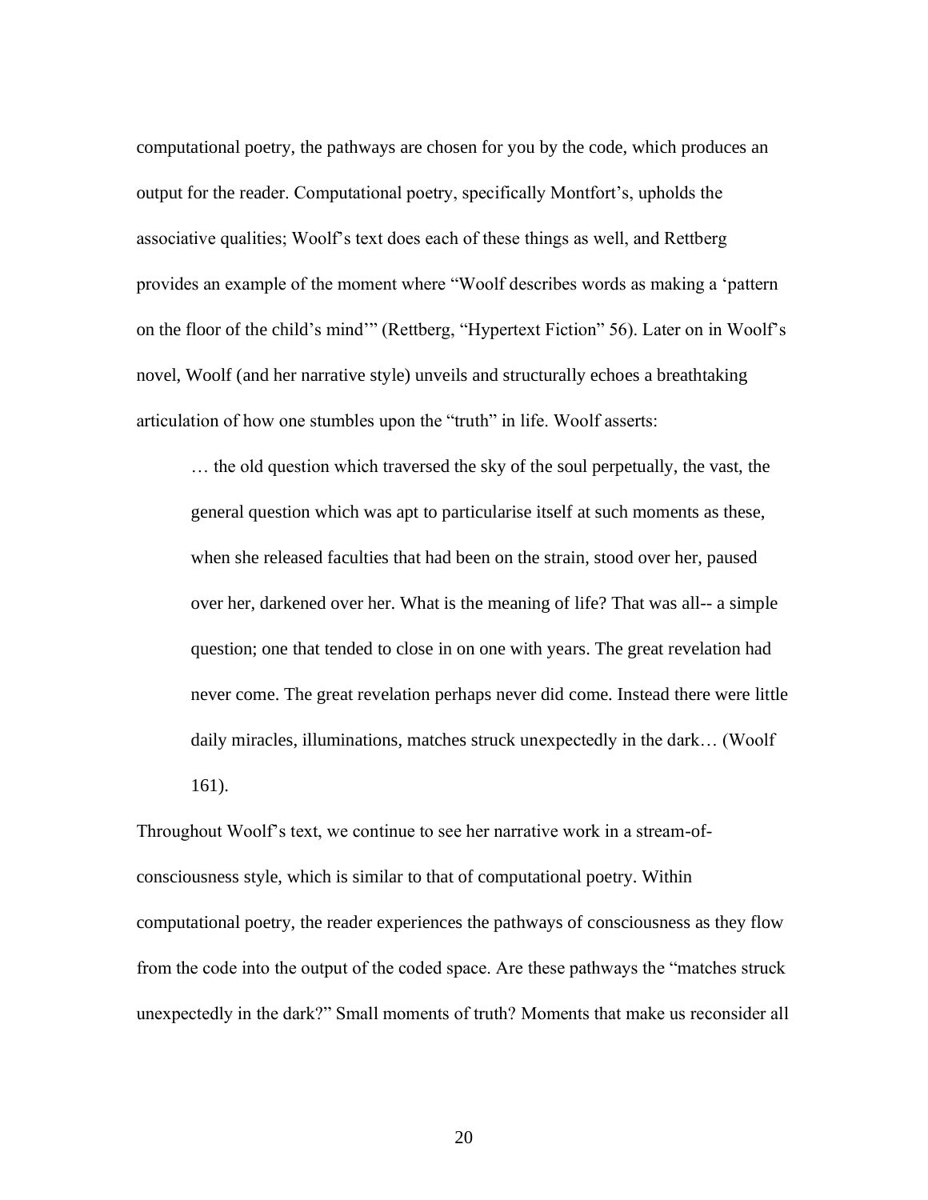computational poetry, the pathways are chosen for you by the code, which produces an output for the reader. Computational poetry, specifically Montfort's, upholds the associative qualities; Woolf's text does each of these things as well, and Rettberg provides an example of the moment where "Woolf describes words as making a 'pattern on the floor of the child's mind'" (Rettberg, "Hypertext Fiction" 56). Later on in Woolf's novel, Woolf (and her narrative style) unveils and structurally echoes a breathtaking articulation of how one stumbles upon the "truth" in life. Woolf asserts:

> … the old question which traversed the sky of the soul perpetually, the vast, the general question which was apt to particularise itself at such moments as these, when she released faculties that had been on the strain, stood over her, paused over her, darkened over her. What is the meaning of life? That was all-- a simple question; one that tended to close in on one with years. The great revelation had never come. The great revelation perhaps never did come. Instead there were little daily miracles, illuminations, matches struck unexpectedly in the dark… (Woolf 161).

Throughout Woolf's text, we continue to see her narrative work in a stream-of-consciousness style, which is similar to that of computational poetry. Within computational poetry, the reader experiences the pathways of consciousness as they flow from the code into the output of the coded space. Are these pathways the "matches struck unexpectedly in the dark?" Small moments of truth? Moments that make us reconsider all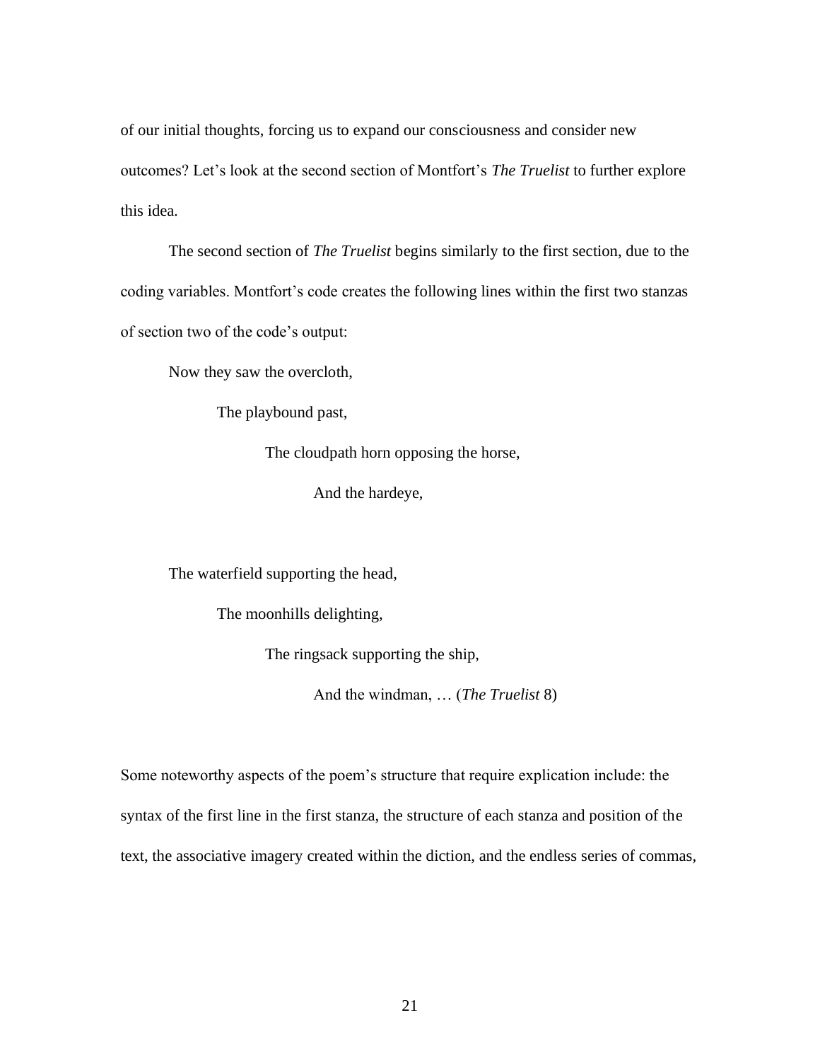of our initial thoughts, forcing us to expand our consciousness and consider new outcomes? Let's look at the second section of Montfort's *The Truelist* to further explore this idea.

The second section of *The Truelist* begins similarly to the first section, due to the coding variables. Montfort's code creates the following lines within the first two stanzas of section two of the code's output:

> Now they saw the overcloth,
>
> &emsp;&emsp;The playbound past,
>
> &emsp;&emsp;&emsp;&emsp;The cloudpath horn opposing the horse,
>
> &emsp;&emsp;&emsp;&emsp;&emsp;&emsp;And the hardeye,
>
> The waterfield supporting the head,
>
> &emsp;&emsp;The moonhills delighting,
>
> &emsp;&emsp;&emsp;&emsp;The ringsack supporting the ship,
>
> &emsp;&emsp;&emsp;&emsp;&emsp;&emsp;And the windman, … (*The Truelist* 8)

Some noteworthy aspects of the poem's structure that require explication include: the syntax of the first line in the first stanza, the structure of each stanza and position of the text, the associative imagery created within the diction, and the endless series of commas,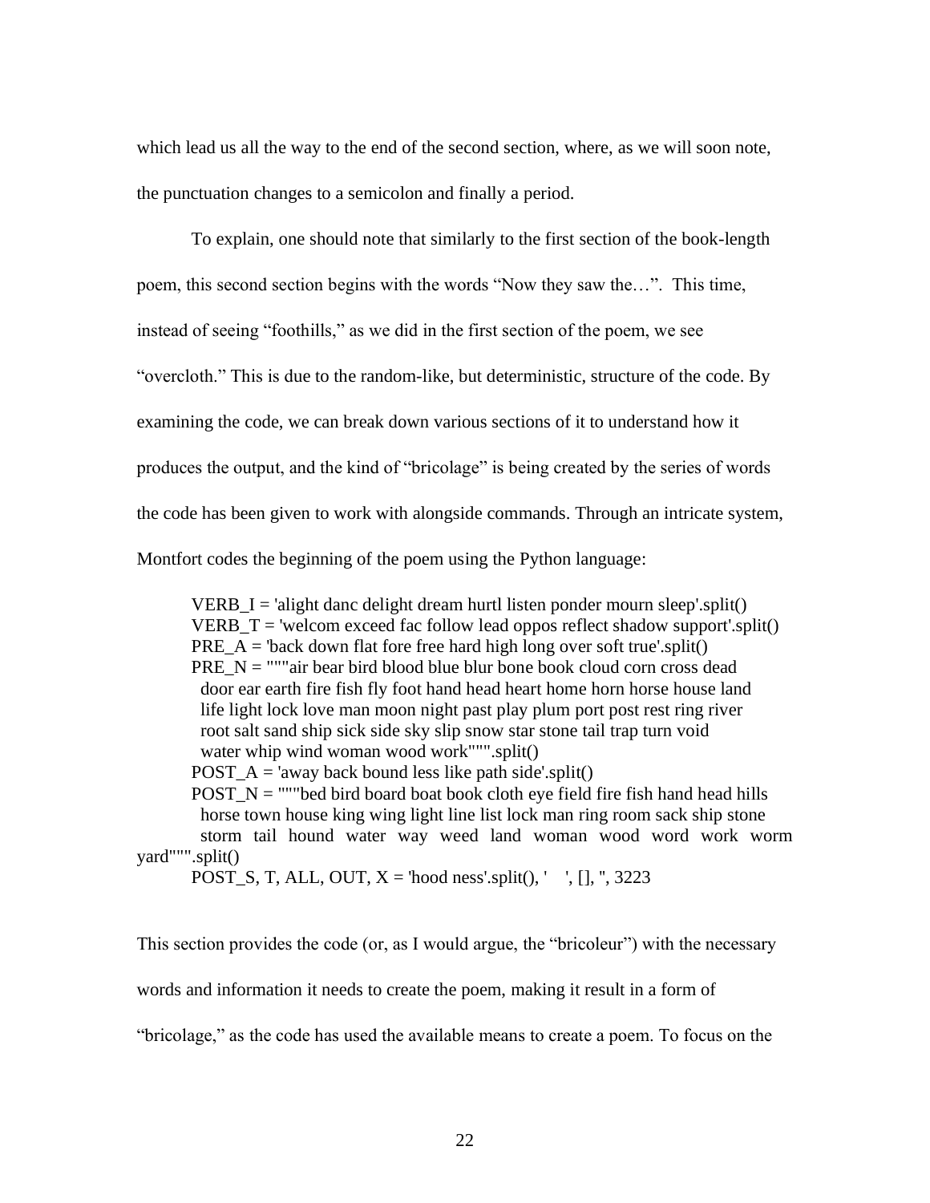which lead us all the way to the end of the second section, where, as we will soon note, the punctuation changes to a semicolon and finally a period.

To explain, one should note that similarly to the first section of the book-length poem, this second section begins with the words “Now they saw the…”. This time, instead of seeing “foothills,” as we did in the first section of the poem, we see “overcloth.” This is due to the random-like, but deterministic, structure of the code. By examining the code, we can break down various sections of it to understand how it produces the output, and the kind of “bricolage” is being created by the series of words the code has been given to work with alongside commands. Through an intricate system, Montfort codes the beginning of the poem using the Python language:

```
VERB_I = 'alight danc delight dream hurtl listen ponder mourn sleep'.split()
VERB_T = 'welcom exceed fac follow lead oppos reflect shadow support'.split()
PRE_A = 'back down flat fore free hard high long over soft true'.split()
PRE_N = """air bear bird blood blue blur bone book cloud corn cross dead
  door ear earth fire fish fly foot hand head heart home horn horse house land
  life light lock love man moon night past play plum port post rest ring river
  root salt sand ship sick side sky slip snow star stone tail trap turn void
  water whip wind woman wood work""".split()
POST_A = 'away back bound less like path side'.split()
POST_N = """bed bird board boat book cloth eye field fire fish hand head hills
  horse town house king wing light line list lock man ring room sack ship stone
  storm tail hound water way weed land woman wood word work worm
yard""".split()
POST_S, T, ALL, OUT, X = 'hood ness'.split(), '    ', [], '', 3223
```

This section provides the code (or, as I would argue, the “bricoleur”) with the necessary words and information it needs to create the poem, making it result in a form of “bricolage,” as the code has used the available means to create a poem. To focus on the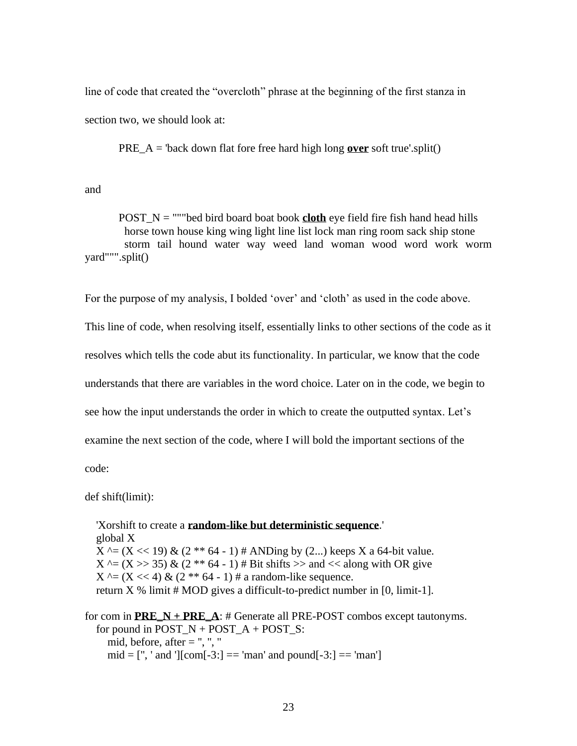line of code that created the “overcloth” phrase at the beginning of the first stanza in section two, we should look at:

PRE_A = 'back down flat fore free hard high long **over** soft true'.split()

and

POST_N = """bed bird board boat book **cloth** eye field fire fish hand head hills horse town house king wing light line list lock man ring room sack ship stone storm tail hound water way weed land woman wood word work worm yard""".split()

For the purpose of my analysis, I bolded ‘over’ and ‘cloth’ as used in the code above. This line of code, when resolving itself, essentially links to other sections of the code as it resolves which tells the code abut its functionality. In particular, we know that the code understands that there are variables in the word choice. Later on in the code, we begin to see how the input understands the order in which to create the outputted syntax. Let’s examine the next section of the code, where I will bold the important sections of the code:

```
def shift(limit):

    'Xorshift to create a random-like but deterministic sequence.'
    global X
    X ^= (X << 19) & (2 ** 64 - 1) # ANDing by (2...) keeps X a 64-bit value.
    X ^= (X >> 35) & (2 ** 64 - 1) # Bit shifts >> and << along with OR give
    X ^= (X << 4) & (2 ** 64 - 1) # a random-like sequence.
    return X % limit # MOD gives a difficult-to-predict number in [0, limit-1].

for com in PRE_N + PRE_A: # Generate all PRE-POST combos except tautonyms.
    for pound in POST_N + POST_A + POST_S:
        mid, before, after = '', '', ''
        mid = ['', ' and '][com[-3:] == 'man' and pound[-3:] == 'man']
```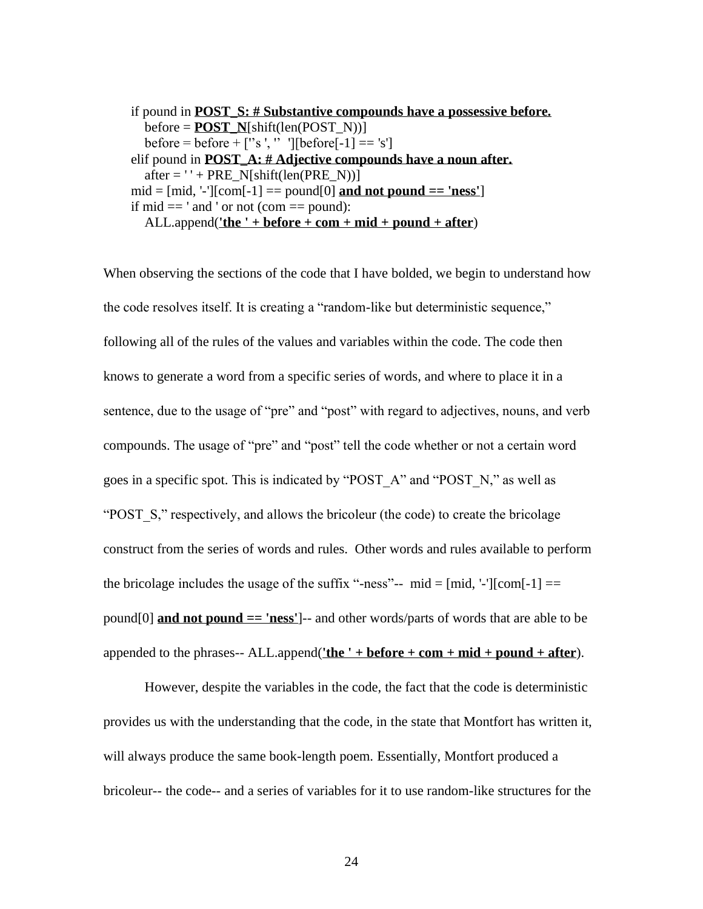```
if pound in POST_S: # Substantive compounds have a possessive before.
    before = POST_N[shift(len(POST_N))]
    before = before + [''s ', '' '][before[-1] == 's']
elif pound in POST_A: # Adjective compounds have a noun after.
    after = ' ' + PRE_N[shift(len(PRE_N))]
mid = [mid, '-'][com[-1] == pound[0] and not pound == 'ness']
if mid == ' and ' or not (com == pound):
    ALL.append('the ' + before + com + mid + pound + after)
```

When observing the sections of the code that I have bolded, we begin to understand how the code resolves itself. It is creating a "random-like but deterministic sequence," following all of the rules of the values and variables within the code. The code then knows to generate a word from a specific series of words, and where to place it in a sentence, due to the usage of "pre" and "post" with regard to adjectives, nouns, and verb compounds. The usage of "pre" and "post" tell the code whether or not a certain word goes in a specific spot. This is indicated by "POST_A" and "POST_N," as well as "POST_S," respectively, and allows the bricoleur (the code) to create the bricolage construct from the series of words and rules. Other words and rules available to perform the bricolage includes the usage of the suffix "-ness"-- mid = [mid, '-'][com[-1] == pound[0] **and not pound == 'ness'**]-- and other words/parts of words that are able to be appended to the phrases-- ALL.append(**'the ' + before + com + mid + pound + after**).

However, despite the variables in the code, the fact that the code is deterministic provides us with the understanding that the code, in the state that Montfort has written it, will always produce the same book-length poem. Essentially, Montfort produced a bricoleur-- the code-- and a series of variables for it to use random-like structures for the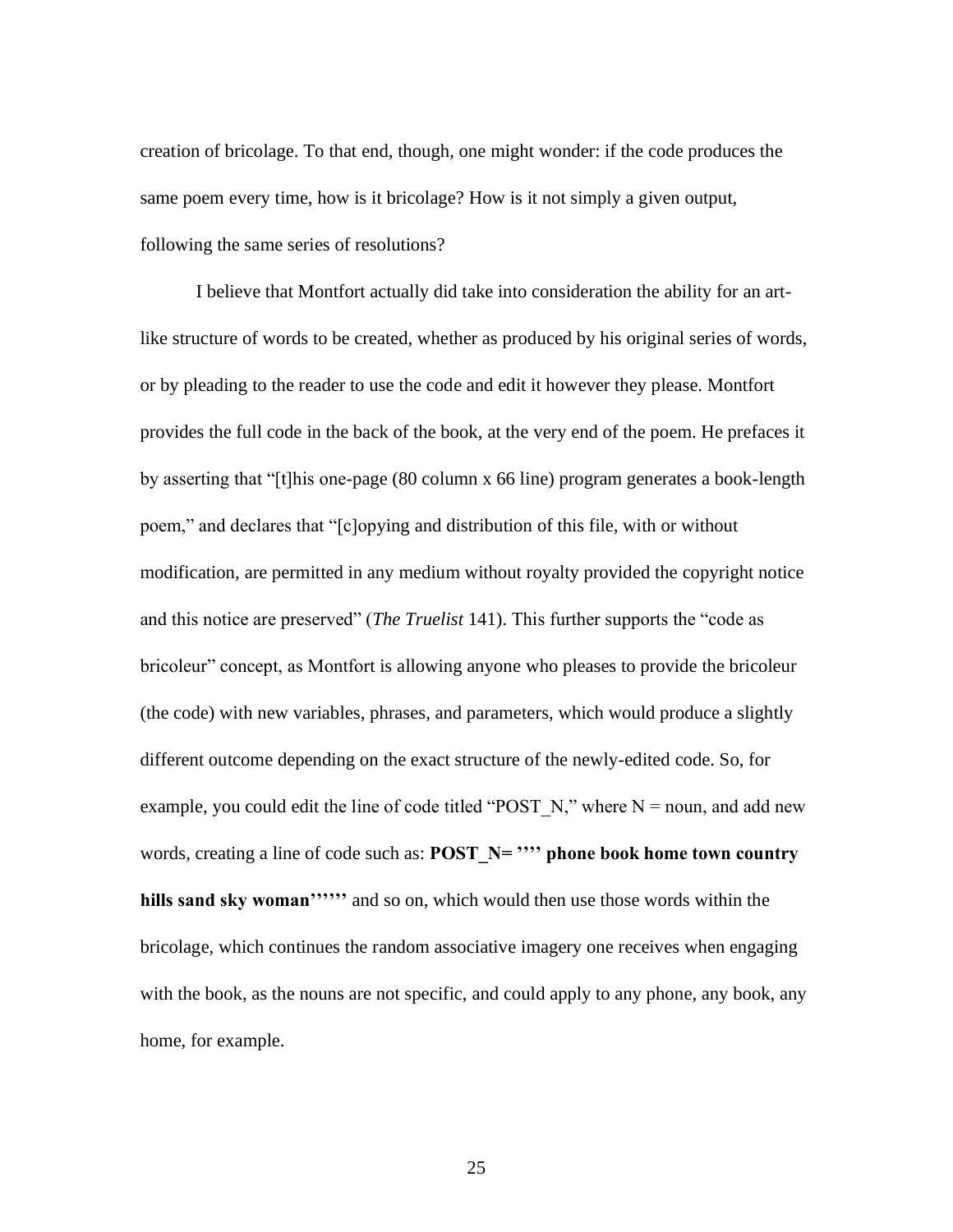creation of bricolage. To that end, though, one might wonder: if the code produces the same poem every time, how is it bricolage? How is it not simply a given output, following the same series of resolutions?

I believe that Montfort actually did take into consideration the ability for an art-like structure of words to be created, whether as produced by his original series of words, or by pleading to the reader to use the code and edit it however they please. Montfort provides the full code in the back of the book, at the very end of the poem. He prefaces it by asserting that "[t]his one-page (80 column x 66 line) program generates a book-length poem," and declares that "[c]opying and distribution of this file, with or without modification, are permitted in any medium without royalty provided the copyright notice and this notice are preserved" (*The Truelist* 141). This further supports the "code as bricoleur" concept, as Montfort is allowing anyone who pleases to provide the bricoleur (the code) with new variables, phrases, and parameters, which would produce a slightly different outcome depending on the exact structure of the newly-edited code. So, for example, you could edit the line of code titled "POST_N," where N = noun, and add new words, creating a line of code such as: **POST_N= '''' phone book home town country hills sand sky woman''''''** and so on, which would then use those words within the bricolage, which continues the random associative imagery one receives when engaging with the book, as the nouns are not specific, and could apply to any phone, any book, any home, for example.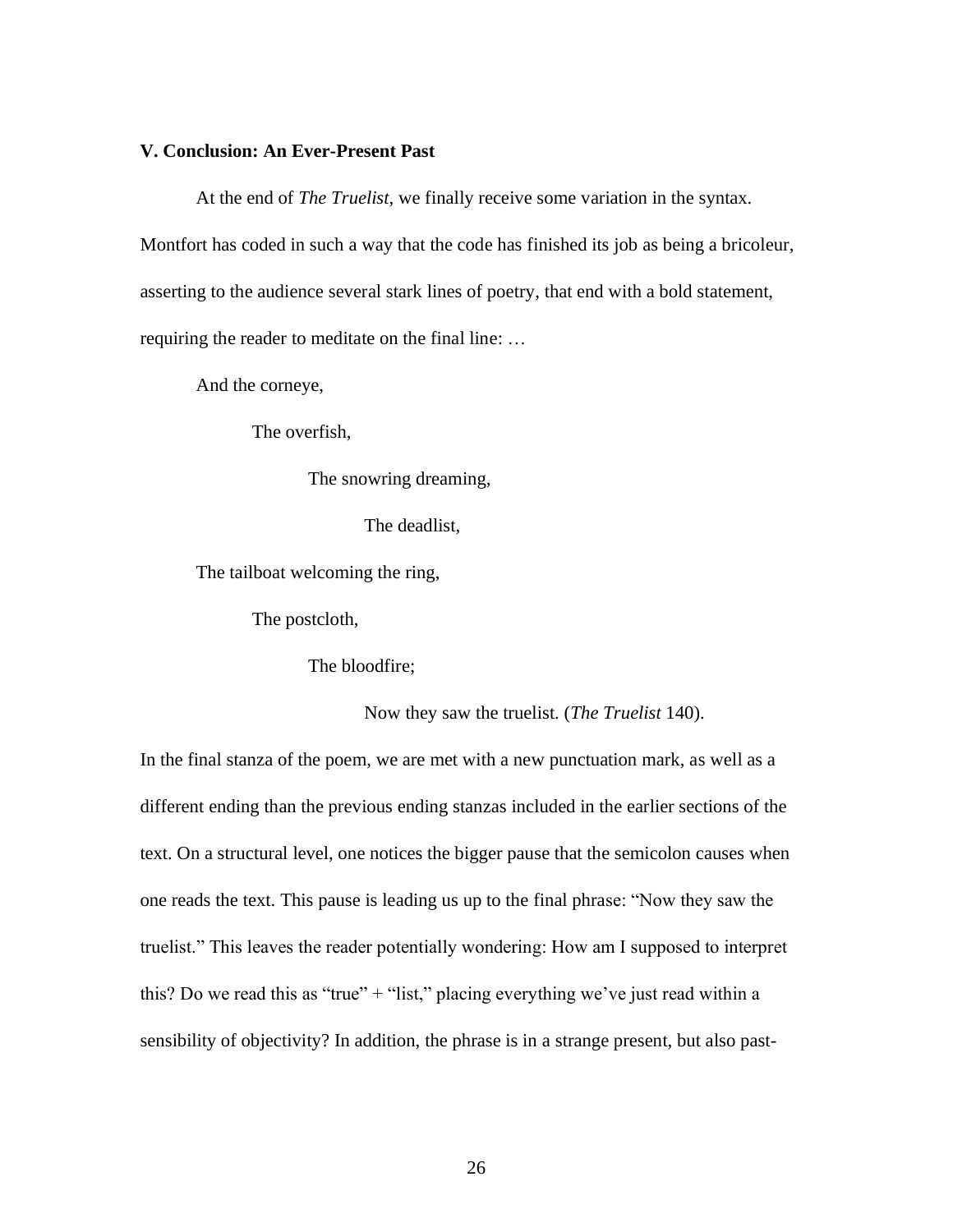### V. Conclusion: An Ever-Present Past

At the end of *The Truelist*, we finally receive some variation in the syntax. Montfort has coded in such a way that the code has finished its job as being a bricoleur, asserting to the audience several stark lines of poetry, that end with a bold statement, requiring the reader to meditate on the final line: …

> And the corneye,
>
> The overfish,
>
> The snowring dreaming,
>
> The deadlist,
>
> The tailboat welcoming the ring,
>
> The postcloth,
>
> The bloodfire;
>
> Now they saw the truelist. (*The Truelist* 140).

In the final stanza of the poem, we are met with a new punctuation mark, as well as a different ending than the previous ending stanzas included in the earlier sections of the text. On a structural level, one notices the bigger pause that the semicolon causes when one reads the text. This pause is leading us up to the final phrase: "Now they saw the truelist." This leaves the reader potentially wondering: How am I supposed to interpret this? Do we read this as "true" + "list," placing everything we've just read within a sensibility of objectivity? In addition, the phrase is in a strange present, but also past-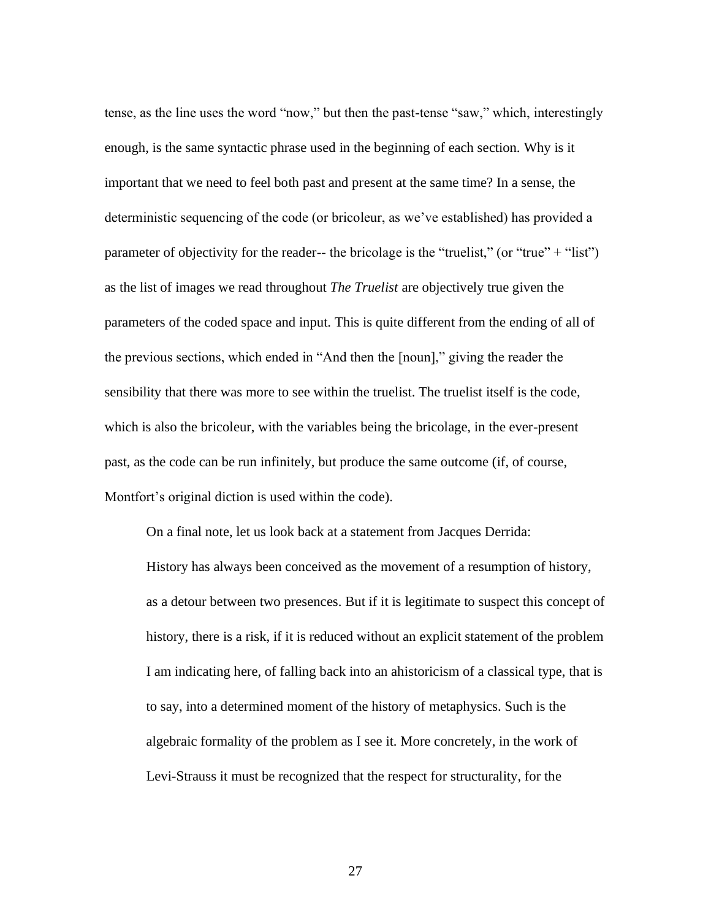tense, as the line uses the word "now," but then the past-tense "saw," which, interestingly enough, is the same syntactic phrase used in the beginning of each section. Why is it important that we need to feel both past and present at the same time? In a sense, the deterministic sequencing of the code (or bricoleur, as we've established) has provided a parameter of objectivity for the reader-- the bricolage is the "truelist," (or "true" + "list") as the list of images we read throughout *The Truelist* are objectively true given the parameters of the coded space and input. This is quite different from the ending of all of the previous sections, which ended in "And then the [noun]," giving the reader the sensibility that there was more to see within the truelist. The truelist itself is the code, which is also the bricoleur, with the variables being the bricolage, in the ever-present past, as the code can be run infinitely, but produce the same outcome (if, of course, Montfort's original diction is used within the code).

On a final note, let us look back at a statement from Jacques Derrida:

> History has always been conceived as the movement of a resumption of history, as a detour between two presences. But if it is legitimate to suspect this concept of history, there is a risk, if it is reduced without an explicit statement of the problem I am indicating here, of falling back into an ahistoricism of a classical type, that is to say, into a determined moment of the history of metaphysics. Such is the algebraic formality of the problem as I see it. More concretely, in the work of Levi-Strauss it must be recognized that the respect for structurality, for the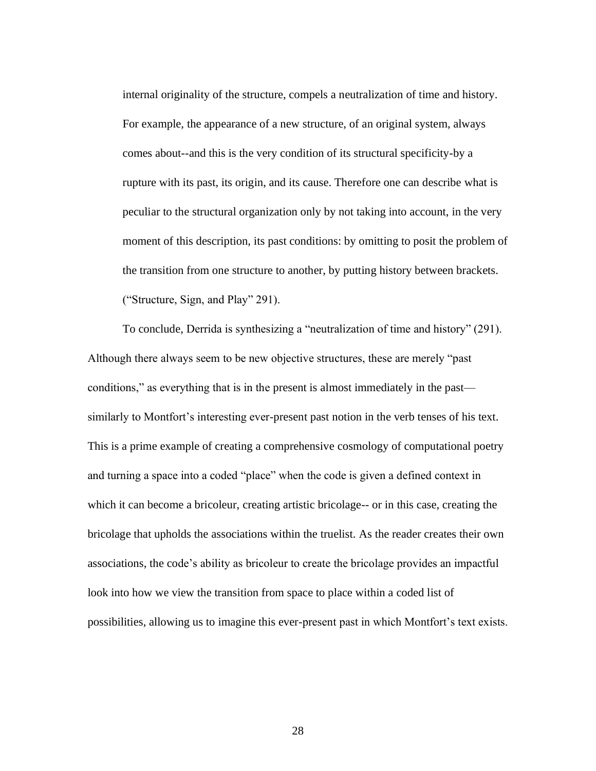> internal originality of the structure, compels a neutralization of time and history. For example, the appearance of a new structure, of an original system, always comes about--and this is the very condition of its structural specificity-by a rupture with its past, its origin, and its cause. Therefore one can describe what is peculiar to the structural organization only by not taking into account, in the very moment of this description, its past conditions: by omitting to posit the problem of the transition from one structure to another, by putting history between brackets. ("Structure, Sign, and Play" 291).

To conclude, Derrida is synthesizing a "neutralization of time and history" (291). Although there always seem to be new objective structures, these are merely "past conditions," as everything that is in the present is almost immediately in the past—similarly to Montfort's interesting ever-present past notion in the verb tenses of his text. This is a prime example of creating a comprehensive cosmology of computational poetry and turning a space into a coded "place" when the code is given a defined context in which it can become a bricoleur, creating artistic bricolage-- or in this case, creating the bricolage that upholds the associations within the truelist. As the reader creates their own associations, the code's ability as bricoleur to create the bricolage provides an impactful look into how we view the transition from space to place within a coded list of possibilities, allowing us to imagine this ever-present past in which Montfort's text exists.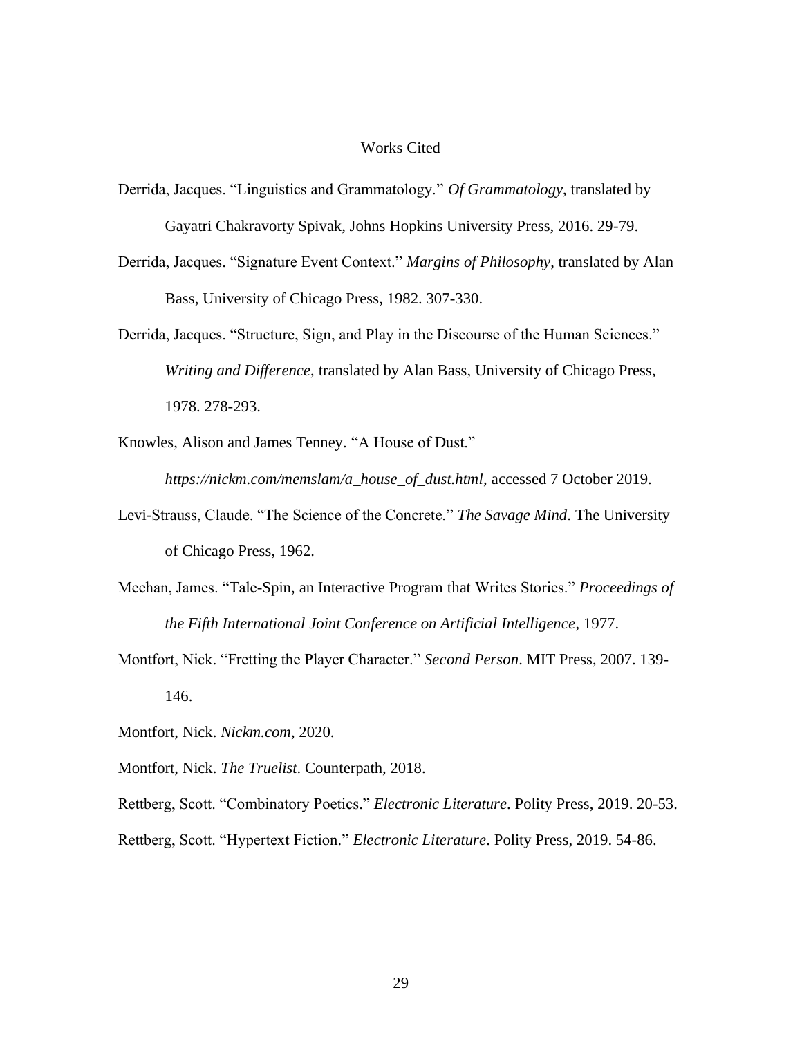# Works Cited

Derrida, Jacques. "Linguistics and Grammatology." *Of Grammatology*, translated by Gayatri Chakravorty Spivak, Johns Hopkins University Press, 2016. 29-79.

Derrida, Jacques. "Signature Event Context." *Margins of Philosophy*, translated by Alan Bass, University of Chicago Press, 1982. 307-330.

Derrida, Jacques. "Structure, Sign, and Play in the Discourse of the Human Sciences." *Writing and Difference*, translated by Alan Bass, University of Chicago Press, 1978. 278-293.

Knowles, Alison and James Tenney. "A House of Dust." *https://nickm.com/memslam/a_house_of_dust.html*, accessed 7 October 2019.

Levi-Strauss, Claude. "The Science of the Concrete." *The Savage Mind*. The University of Chicago Press, 1962.

Meehan, James. "Tale-Spin, an Interactive Program that Writes Stories." *Proceedings of the Fifth International Joint Conference on Artificial Intelligence*, 1977.

Montfort, Nick. "Fretting the Player Character." *Second Person*. MIT Press, 2007. 139-146.

Montfort, Nick. *Nickm.com*, 2020.

Montfort, Nick. *The Truelist*. Counterpath, 2018.

Rettberg, Scott. "Combinatory Poetics." *Electronic Literature*. Polity Press, 2019. 20-53.

Rettberg, Scott. "Hypertext Fiction." *Electronic Literature*. Polity Press, 2019. 54-86.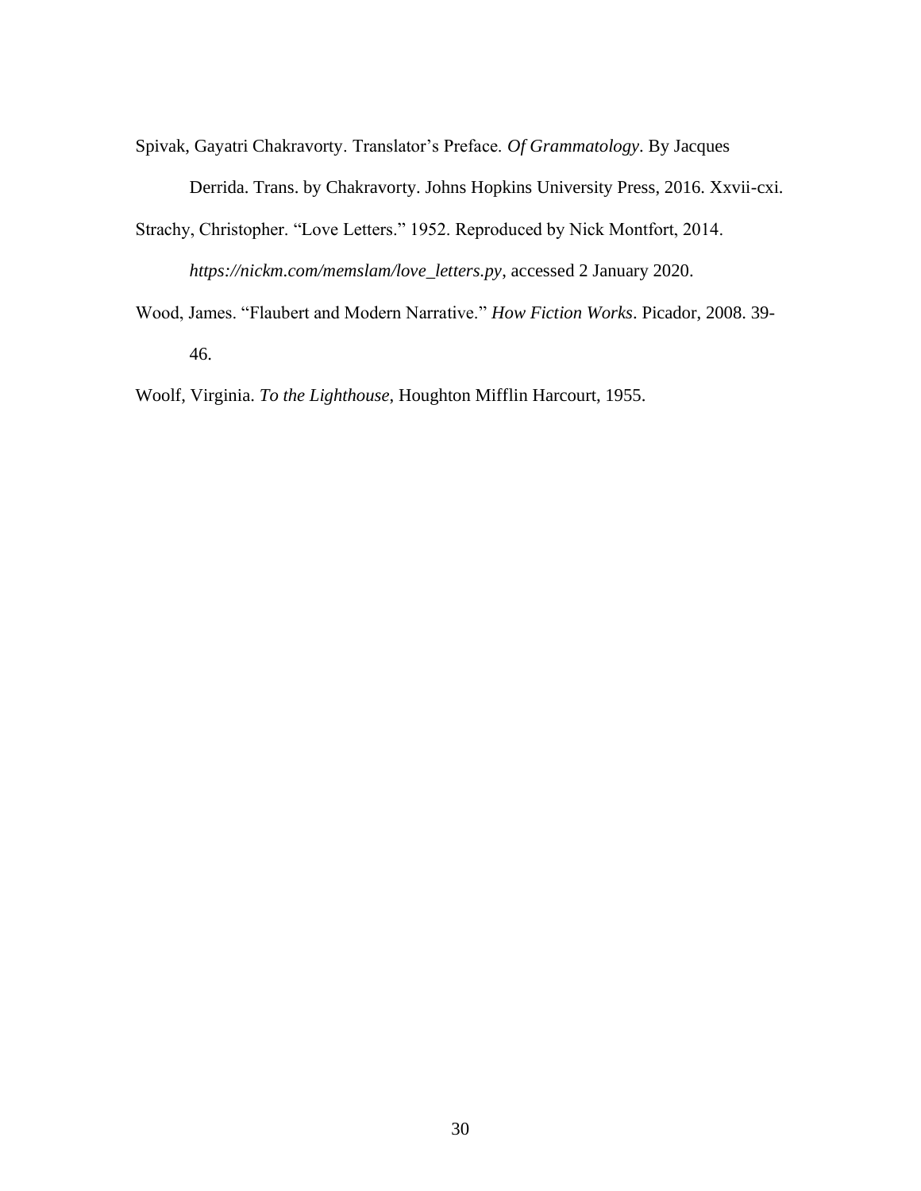Spivak, Gayatri Chakravorty. Translator's Preface. *Of Grammatology*. By Jacques Derrida. Trans. by Chakravorty. Johns Hopkins University Press, 2016. Xxvii-cxi.

Strachy, Christopher. "Love Letters." 1952. Reproduced by Nick Montfort, 2014. *https://nickm.com/memslam/love_letters.py*, accessed 2 January 2020.

Wood, James. "Flaubert and Modern Narrative." *How Fiction Works*. Picador, 2008. 39-46.

Woolf, Virginia. *To the Lighthouse*, Houghton Mifflin Harcourt, 1955.